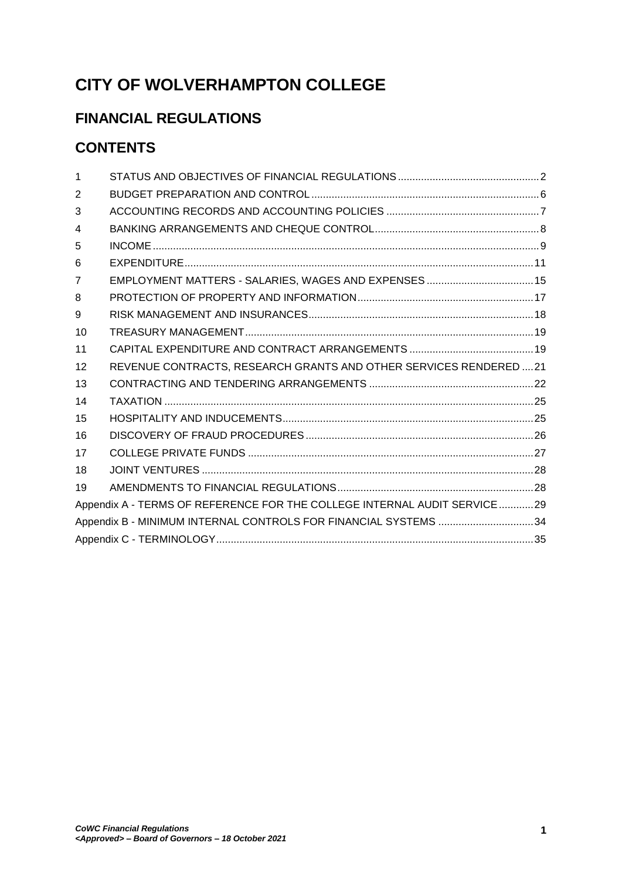# CITY OF WOLVERHAMPTON COLLEGE

## FINANCIAL REGULATIONS

## CONTENTS

| | | |
|---|---|---|
| 1 | STATUS AND OBJECTIVES OF FINANCIAL REGULATIONS | 2 |
| 2 | BUDGET PREPARATION AND CONTROL | 6 |
| 3 | ACCOUNTING RECORDS AND ACCOUNTING POLICIES | 7 |
| 4 | BANKING ARRANGEMENTS AND CHEQUE CONTROL | 8 |
| 5 | INCOME | 9 |
| 6 | EXPENDITURE | 11 |
| 7 | EMPLOYMENT MATTERS - SALARIES, WAGES AND EXPENSES | 15 |
| 8 | PROTECTION OF PROPERTY AND INFORMATION | 17 |
| 9 | RISK MANAGEMENT AND INSURANCES | 18 |
| 10 | TREASURY MANAGEMENT | 19 |
| 11 | CAPITAL EXPENDITURE AND CONTRACT ARRANGEMENTS | 19 |
| 12 | REVENUE CONTRACTS, RESEARCH GRANTS AND OTHER SERVICES RENDERED | 21 |
| 13 | CONTRACTING AND TENDERING ARRANGEMENTS | 22 |
| 14 | TAXATION | 25 |
| 15 | HOSPITALITY AND INDUCEMENTS | 25 |
| 16 | DISCOVERY OF FRAUD PROCEDURES | 26 |
| 17 | COLLEGE PRIVATE FUNDS | 27 |
| 18 | JOINT VENTURES | 28 |
| 19 | AMENDMENTS TO FINANCIAL REGULATIONS | 28 |
| | Appendix A - TERMS OF REFERENCE FOR THE COLLEGE INTERNAL AUDIT SERVICE | 29 |
| | Appendix B - MINIMUM INTERNAL CONTROLS FOR FINANCIAL SYSTEMS | 34 |
| | Appendix C - TERMINOLOGY | 35 |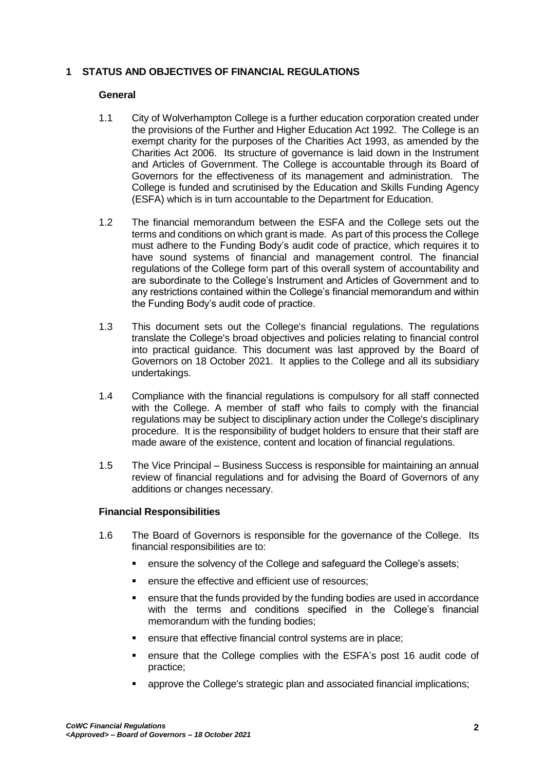## 1 STATUS AND OBJECTIVES OF FINANCIAL REGULATIONS

### General

1.1 City of Wolverhampton College is a further education corporation created under the provisions of the Further and Higher Education Act 1992. The College is an exempt charity for the purposes of the Charities Act 1993, as amended by the Charities Act 2006. Its structure of governance is laid down in the Instrument and Articles of Government. The College is accountable through its Board of Governors for the effectiveness of its management and administration. The College is funded and scrutinised by the Education and Skills Funding Agency (ESFA) which is in turn accountable to the Department for Education.

1.2 The financial memorandum between the ESFA and the College sets out the terms and conditions on which grant is made. As part of this process the College must adhere to the Funding Body's audit code of practice, which requires it to have sound systems of financial and management control. The financial regulations of the College form part of this overall system of accountability and are subordinate to the College's Instrument and Articles of Government and to any restrictions contained within the College's financial memorandum and within the Funding Body's audit code of practice.

1.3 This document sets out the College's financial regulations. The regulations translate the College's broad objectives and policies relating to financial control into practical guidance. This document was last approved by the Board of Governors on 18 October 2021. It applies to the College and all its subsidiary undertakings.

1.4 Compliance with the financial regulations is compulsory for all staff connected with the College. A member of staff who fails to comply with the financial regulations may be subject to disciplinary action under the College's disciplinary procedure. It is the responsibility of budget holders to ensure that their staff are made aware of the existence, content and location of financial regulations.

1.5 The Vice Principal – Business Success is responsible for maintaining an annual review of financial regulations and for advising the Board of Governors of any additions or changes necessary.

### Financial Responsibilities

1.6 The Board of Governors is responsible for the governance of the College. Its financial responsibilities are to:

- ensure the solvency of the College and safeguard the College's assets;
- ensure the effective and efficient use of resources;
- ensure that the funds provided by the funding bodies are used in accordance with the terms and conditions specified in the College's financial memorandum with the funding bodies;
- ensure that effective financial control systems are in place;
- ensure that the College complies with the ESFA's post 16 audit code of practice;
- approve the College's strategic plan and associated financial implications;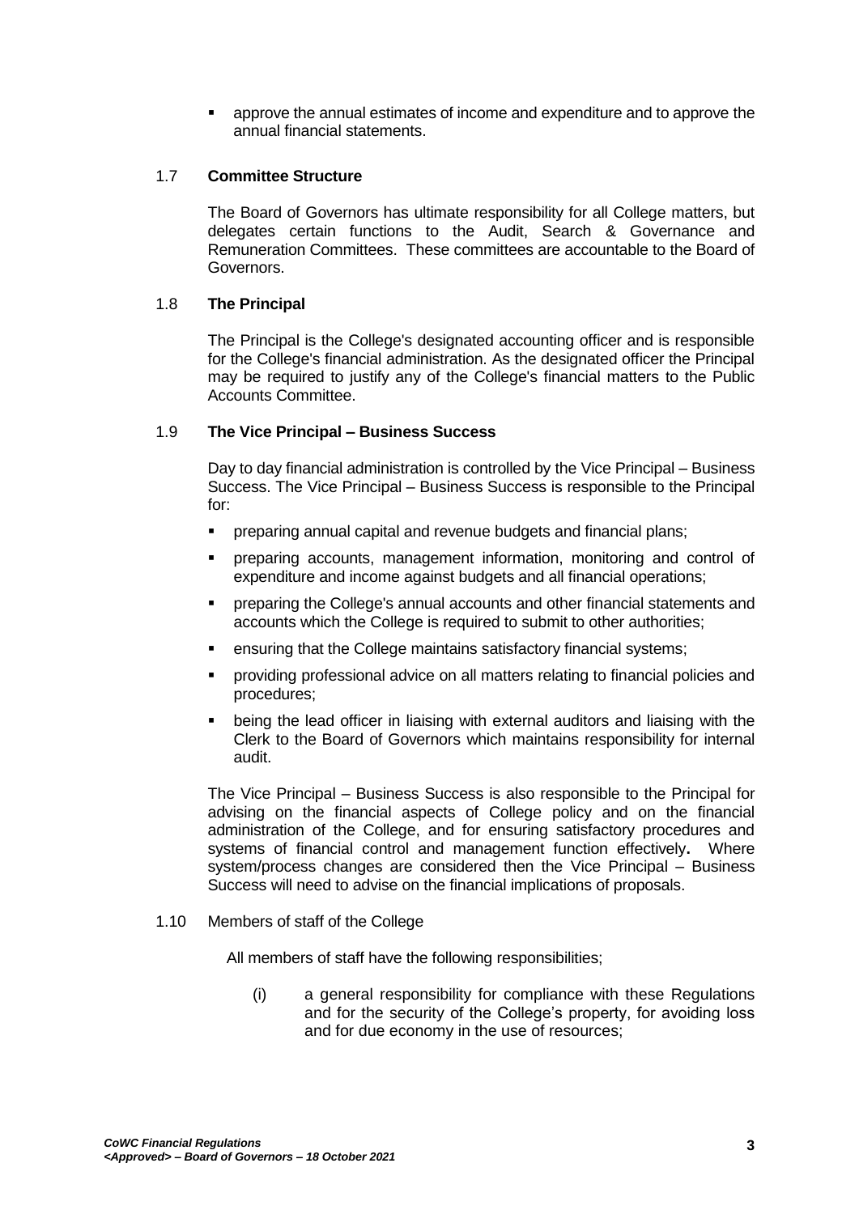- approve the annual estimates of income and expenditure and to approve the annual financial statements.

### 1.7 **Committee Structure**

The Board of Governors has ultimate responsibility for all College matters, but delegates certain functions to the Audit, Search & Governance and Remuneration Committees. These committees are accountable to the Board of Governors.

### 1.8 **The Principal**

The Principal is the College's designated accounting officer and is responsible for the College's financial administration. As the designated officer the Principal may be required to justify any of the College's financial matters to the Public Accounts Committee.

### 1.9 **The Vice Principal – Business Success**

Day to day financial administration is controlled by the Vice Principal – Business Success. The Vice Principal – Business Success is responsible to the Principal for:

- preparing annual capital and revenue budgets and financial plans;
- preparing accounts, management information, monitoring and control of expenditure and income against budgets and all financial operations;
- preparing the College's annual accounts and other financial statements and accounts which the College is required to submit to other authorities;
- ensuring that the College maintains satisfactory financial systems;
- providing professional advice on all matters relating to financial policies and procedures;
- being the lead officer in liaising with external auditors and liaising with the Clerk to the Board of Governors which maintains responsibility for internal audit.

The Vice Principal – Business Success is also responsible to the Principal for advising on the financial aspects of College policy and on the financial administration of the College, and for ensuring satisfactory procedures and systems of financial control and management function effectively**.** Where system/process changes are considered then the Vice Principal – Business Success will need to advise on the financial implications of proposals.

### 1.10 Members of staff of the College

All members of staff have the following responsibilities;

(i) a general responsibility for compliance with these Regulations and for the security of the College's property, for avoiding loss and for due economy in the use of resources;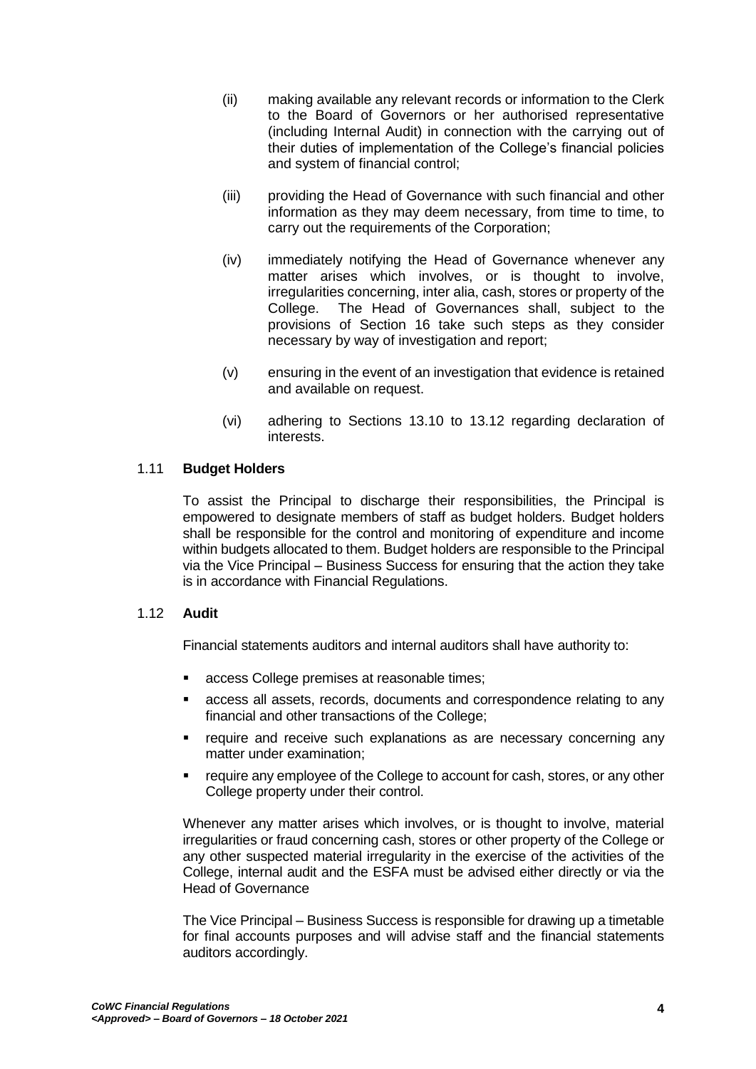(ii) making available any relevant records or information to the Clerk to the Board of Governors or her authorised representative (including Internal Audit) in connection with the carrying out of their duties of implementation of the College's financial policies and system of financial control;

(iii) providing the Head of Governance with such financial and other information as they may deem necessary, from time to time, to carry out the requirements of the Corporation;

(iv) immediately notifying the Head of Governance whenever any matter arises which involves, or is thought to involve, irregularities concerning, inter alia, cash, stores or property of the College. The Head of Governances shall, subject to the provisions of Section 16 take such steps as they consider necessary by way of investigation and report;

(v) ensuring in the event of an investigation that evidence is retained and available on request.

(vi) adhering to Sections 13.10 to 13.12 regarding declaration of interests.

### 1.11 Budget Holders

To assist the Principal to discharge their responsibilities, the Principal is empowered to designate members of staff as budget holders. Budget holders shall be responsible for the control and monitoring of expenditure and income within budgets allocated to them. Budget holders are responsible to the Principal via the Vice Principal – Business Success for ensuring that the action they take is in accordance with Financial Regulations.

### 1.12 Audit

Financial statements auditors and internal auditors shall have authority to:

- access College premises at reasonable times;
- access all assets, records, documents and correspondence relating to any financial and other transactions of the College;
- require and receive such explanations as are necessary concerning any matter under examination;
- require any employee of the College to account for cash, stores, or any other College property under their control.

Whenever any matter arises which involves, or is thought to involve, material irregularities or fraud concerning cash, stores or other property of the College or any other suspected material irregularity in the exercise of the activities of the College, internal audit and the ESFA must be advised either directly or via the Head of Governance

The Vice Principal – Business Success is responsible for drawing up a timetable for final accounts purposes and will advise staff and the financial statements auditors accordingly.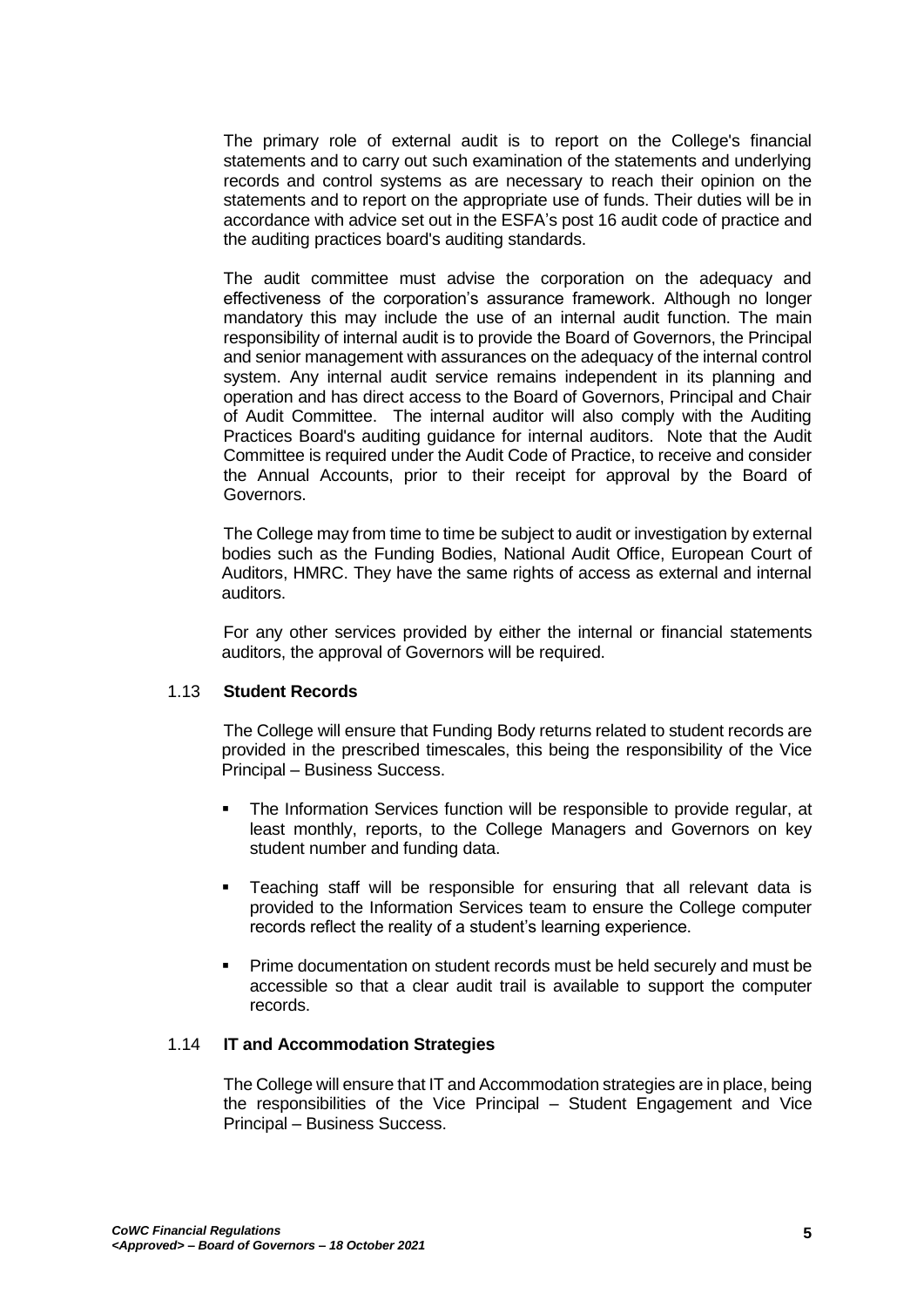The primary role of external audit is to report on the College's financial statements and to carry out such examination of the statements and underlying records and control systems as are necessary to reach their opinion on the statements and to report on the appropriate use of funds. Their duties will be in accordance with advice set out in the ESFA's post 16 audit code of practice and the auditing practices board's auditing standards.

The audit committee must advise the corporation on the adequacy and effectiveness of the corporation's assurance framework. Although no longer mandatory this may include the use of an internal audit function. The main responsibility of internal audit is to provide the Board of Governors, the Principal and senior management with assurances on the adequacy of the internal control system. Any internal audit service remains independent in its planning and operation and has direct access to the Board of Governors, Principal and Chair of Audit Committee. The internal auditor will also comply with the Auditing Practices Board's auditing guidance for internal auditors. Note that the Audit Committee is required under the Audit Code of Practice, to receive and consider the Annual Accounts, prior to their receipt for approval by the Board of Governors.

The College may from time to time be subject to audit or investigation by external bodies such as the Funding Bodies, National Audit Office, European Court of Auditors, HMRC. They have the same rights of access as external and internal auditors.

For any other services provided by either the internal or financial statements auditors, the approval of Governors will be required.

### 1.13 Student Records

The College will ensure that Funding Body returns related to student records are provided in the prescribed timescales, this being the responsibility of the Vice Principal – Business Success.

- The Information Services function will be responsible to provide regular, at least monthly, reports, to the College Managers and Governors on key student number and funding data.
- Teaching staff will be responsible for ensuring that all relevant data is provided to the Information Services team to ensure the College computer records reflect the reality of a student's learning experience.
- Prime documentation on student records must be held securely and must be accessible so that a clear audit trail is available to support the computer records.

### 1.14 IT and Accommodation Strategies

The College will ensure that IT and Accommodation strategies are in place, being the responsibilities of the Vice Principal – Student Engagement and Vice Principal – Business Success.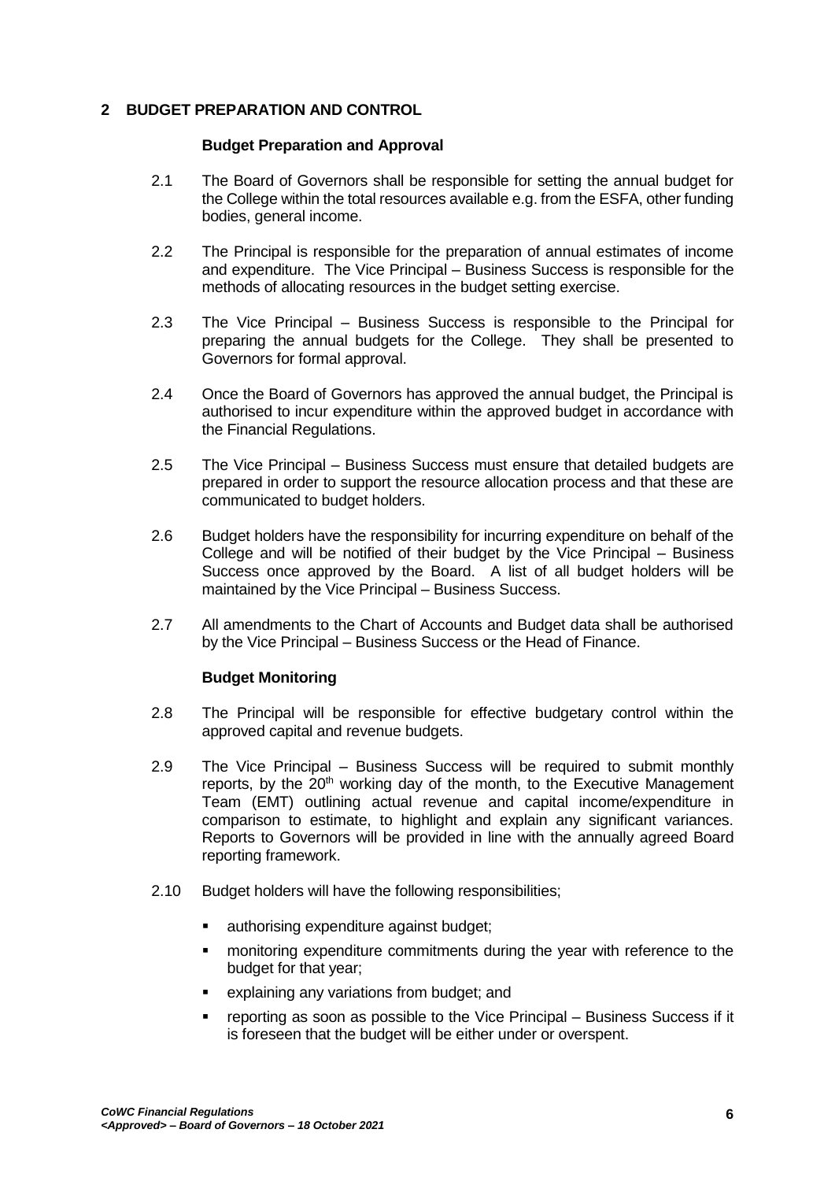## 2 BUDGET PREPARATION AND CONTROL

### Budget Preparation and Approval

2.1 The Board of Governors shall be responsible for setting the annual budget for the College within the total resources available e.g. from the ESFA, other funding bodies, general income.

2.2 The Principal is responsible for the preparation of annual estimates of income and expenditure. The Vice Principal – Business Success is responsible for the methods of allocating resources in the budget setting exercise.

2.3 The Vice Principal – Business Success is responsible to the Principal for preparing the annual budgets for the College. They shall be presented to Governors for formal approval.

2.4 Once the Board of Governors has approved the annual budget, the Principal is authorised to incur expenditure within the approved budget in accordance with the Financial Regulations.

2.5 The Vice Principal – Business Success must ensure that detailed budgets are prepared in order to support the resource allocation process and that these are communicated to budget holders.

2.6 Budget holders have the responsibility for incurring expenditure on behalf of the College and will be notified of their budget by the Vice Principal – Business Success once approved by the Board. A list of all budget holders will be maintained by the Vice Principal – Business Success.

2.7 All amendments to the Chart of Accounts and Budget data shall be authorised by the Vice Principal – Business Success or the Head of Finance.

### Budget Monitoring

2.8 The Principal will be responsible for effective budgetary control within the approved capital and revenue budgets.

2.9 The Vice Principal – Business Success will be required to submit monthly reports, by the 20th working day of the month, to the Executive Management Team (EMT) outlining actual revenue and capital income/expenditure in comparison to estimate, to highlight and explain any significant variances. Reports to Governors will be provided in line with the annually agreed Board reporting framework.

2.10 Budget holders will have the following responsibilities;

- authorising expenditure against budget;
- monitoring expenditure commitments during the year with reference to the budget for that year;
- explaining any variations from budget; and
- reporting as soon as possible to the Vice Principal – Business Success if it is foreseen that the budget will be either under or overspent.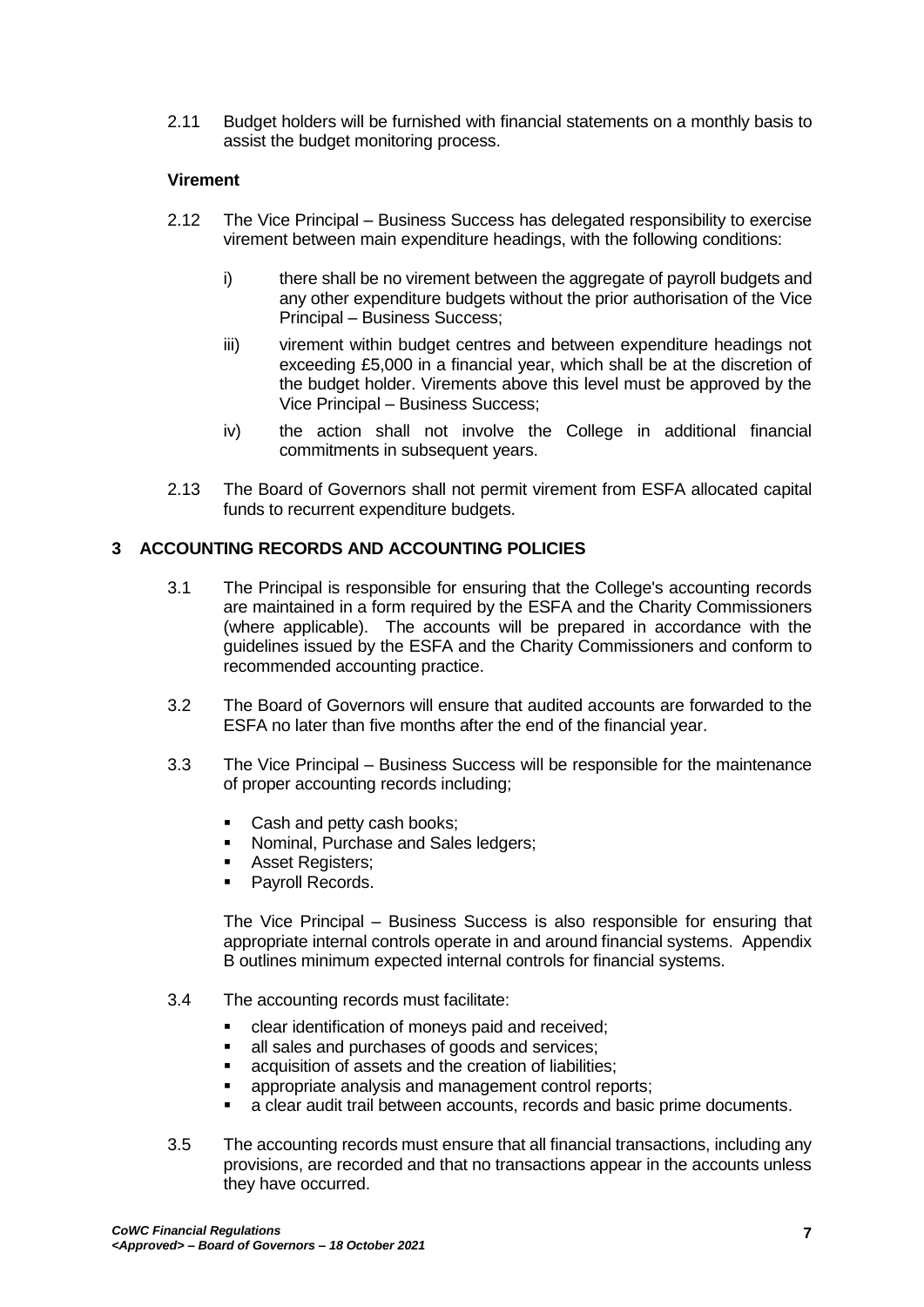2.11 Budget holders will be furnished with financial statements on a monthly basis to assist the budget monitoring process.

**Virement**

2.12 The Vice Principal – Business Success has delegated responsibility to exercise virement between main expenditure headings, with the following conditions:

i) there shall be no virement between the aggregate of payroll budgets and any other expenditure budgets without the prior authorisation of the Vice Principal – Business Success;

iii) virement within budget centres and between expenditure headings not exceeding £5,000 in a financial year, which shall be at the discretion of the budget holder. Virements above this level must be approved by the Vice Principal – Business Success;

iv) the action shall not involve the College in additional financial commitments in subsequent years.

2.13 The Board of Governors shall not permit virement from ESFA allocated capital funds to recurrent expenditure budgets.

## 3 ACCOUNTING RECORDS AND ACCOUNTING POLICIES

3.1 The Principal is responsible for ensuring that the College's accounting records are maintained in a form required by the ESFA and the Charity Commissioners (where applicable). The accounts will be prepared in accordance with the guidelines issued by the ESFA and the Charity Commissioners and conform to recommended accounting practice.

3.2 The Board of Governors will ensure that audited accounts are forwarded to the ESFA no later than five months after the end of the financial year.

3.3 The Vice Principal – Business Success will be responsible for the maintenance of proper accounting records including;

- Cash and petty cash books;
- Nominal, Purchase and Sales ledgers;
- Asset Registers;
- Payroll Records.

The Vice Principal – Business Success is also responsible for ensuring that appropriate internal controls operate in and around financial systems. Appendix B outlines minimum expected internal controls for financial systems.

3.4 The accounting records must facilitate:

- clear identification of moneys paid and received;
- all sales and purchases of goods and services;
- acquisition of assets and the creation of liabilities;
- appropriate analysis and management control reports;
- a clear audit trail between accounts, records and basic prime documents.

3.5 The accounting records must ensure that all financial transactions, including any provisions, are recorded and that no transactions appear in the accounts unless they have occurred.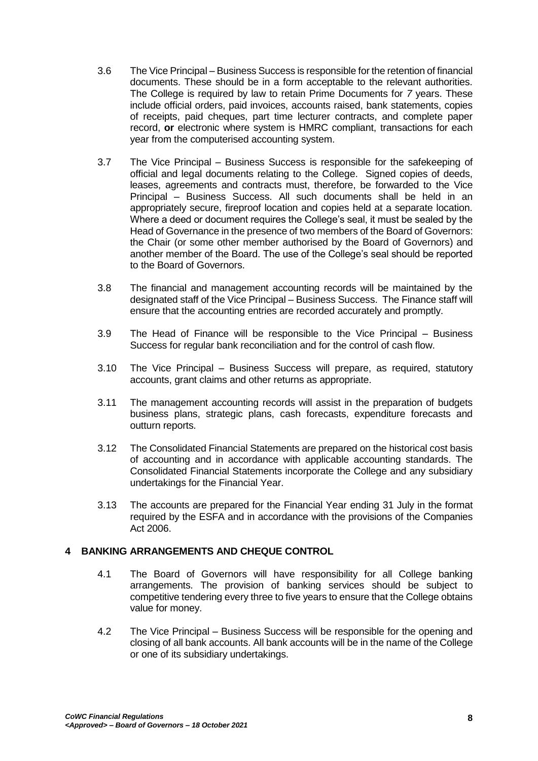3.6 The Vice Principal – Business Success is responsible for the retention of financial documents. These should be in a form acceptable to the relevant authorities. The College is required by law to retain Prime Documents for *7* years. These include official orders, paid invoices, accounts raised, bank statements, copies of receipts, paid cheques, part time lecturer contracts, and complete paper record, **or** electronic where system is HMRC compliant, transactions for each year from the computerised accounting system.

3.7 The Vice Principal – Business Success is responsible for the safekeeping of official and legal documents relating to the College. Signed copies of deeds, leases, agreements and contracts must, therefore, be forwarded to the Vice Principal – Business Success. All such documents shall be held in an appropriately secure, fireproof location and copies held at a separate location. Where a deed or document requires the College's seal, it must be sealed by the Head of Governance in the presence of two members of the Board of Governors: the Chair (or some other member authorised by the Board of Governors) and another member of the Board. The use of the College's seal should be reported to the Board of Governors.

3.8 The financial and management accounting records will be maintained by the designated staff of the Vice Principal – Business Success. The Finance staff will ensure that the accounting entries are recorded accurately and promptly.

3.9 The Head of Finance will be responsible to the Vice Principal – Business Success for regular bank reconciliation and for the control of cash flow.

3.10 The Vice Principal – Business Success will prepare, as required, statutory accounts, grant claims and other returns as appropriate.

3.11 The management accounting records will assist in the preparation of budgets business plans, strategic plans, cash forecasts, expenditure forecasts and outturn reports.

3.12 The Consolidated Financial Statements are prepared on the historical cost basis of accounting and in accordance with applicable accounting standards. The Consolidated Financial Statements incorporate the College and any subsidiary undertakings for the Financial Year.

3.13 The accounts are prepared for the Financial Year ending 31 July in the format required by the ESFA and in accordance with the provisions of the Companies Act 2006.

## 4 BANKING ARRANGEMENTS AND CHEQUE CONTROL

4.1 The Board of Governors will have responsibility for all College banking arrangements. The provision of banking services should be subject to competitive tendering every three to five years to ensure that the College obtains value for money.

4.2 The Vice Principal – Business Success will be responsible for the opening and closing of all bank accounts. All bank accounts will be in the name of the College or one of its subsidiary undertakings.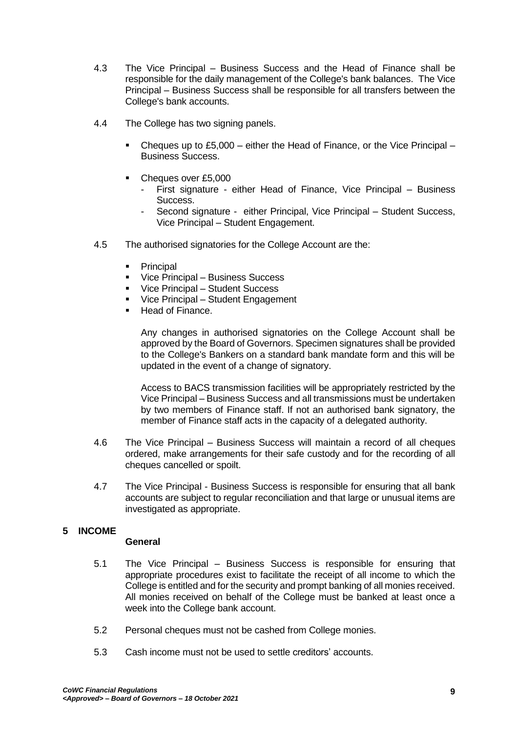4.3 The Vice Principal – Business Success and the Head of Finance shall be responsible for the daily management of the College's bank balances. The Vice Principal – Business Success shall be responsible for all transfers between the College's bank accounts.

4.4 The College has two signing panels.

- Cheques up to £5,000 – either the Head of Finance, or the Vice Principal – Business Success.
- Cheques over £5,000
  - First signature - either Head of Finance, Vice Principal – Business Success.
  - Second signature - either Principal, Vice Principal – Student Success, Vice Principal – Student Engagement.

4.5 The authorised signatories for the College Account are the:

- Principal
- Vice Principal – Business Success
- Vice Principal – Student Success
- Vice Principal – Student Engagement
- Head of Finance.

Any changes in authorised signatories on the College Account shall be approved by the Board of Governors. Specimen signatures shall be provided to the College's Bankers on a standard bank mandate form and this will be updated in the event of a change of signatory.

Access to BACS transmission facilities will be appropriately restricted by the Vice Principal – Business Success and all transmissions must be undertaken by two members of Finance staff. If not an authorised bank signatory, the member of Finance staff acts in the capacity of a delegated authority.

4.6 The Vice Principal – Business Success will maintain a record of all cheques ordered, make arrangements for their safe custody and for the recording of all cheques cancelled or spoilt.

4.7 The Vice Principal - Business Success is responsible for ensuring that all bank accounts are subject to regular reconciliation and that large or unusual items are investigated as appropriate.

## 5 INCOME

### General

5.1 The Vice Principal – Business Success is responsible for ensuring that appropriate procedures exist to facilitate the receipt of all income to which the College is entitled and for the security and prompt banking of all monies received. All monies received on behalf of the College must be banked at least once a week into the College bank account.

5.2 Personal cheques must not be cashed from College monies.

5.3 Cash income must not be used to settle creditors' accounts.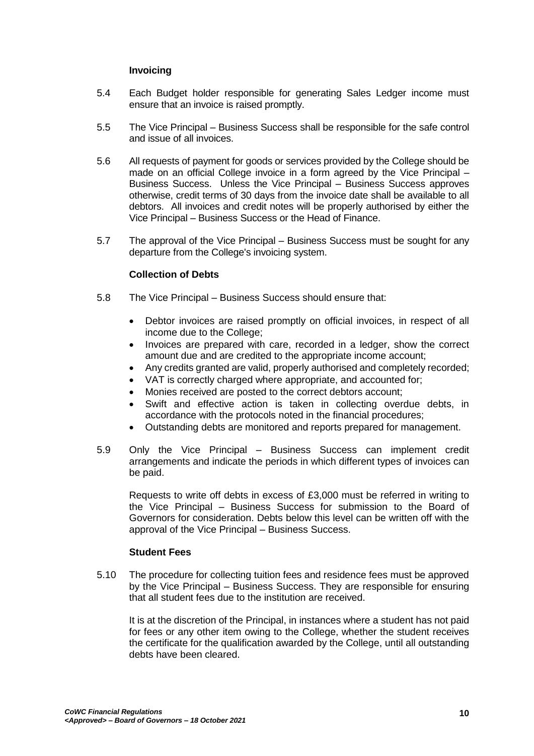### Invoicing

5.4 Each Budget holder responsible for generating Sales Ledger income must ensure that an invoice is raised promptly.

5.5 The Vice Principal – Business Success shall be responsible for the safe control and issue of all invoices.

5.6 All requests of payment for goods or services provided by the College should be made on an official College invoice in a form agreed by the Vice Principal – Business Success. Unless the Vice Principal – Business Success approves otherwise, credit terms of 30 days from the invoice date shall be available to all debtors. All invoices and credit notes will be properly authorised by either the Vice Principal – Business Success or the Head of Finance.

5.7 The approval of the Vice Principal – Business Success must be sought for any departure from the College's invoicing system.

### Collection of Debts

5.8 The Vice Principal – Business Success should ensure that:

- Debtor invoices are raised promptly on official invoices, in respect of all income due to the College;
- Invoices are prepared with care, recorded in a ledger, show the correct amount due and are credited to the appropriate income account;
- Any credits granted are valid, properly authorised and completely recorded;
- VAT is correctly charged where appropriate, and accounted for;
- Monies received are posted to the correct debtors account;
- Swift and effective action is taken in collecting overdue debts, in accordance with the protocols noted in the financial procedures;
- Outstanding debts are monitored and reports prepared for management.

5.9 Only the Vice Principal – Business Success can implement credit arrangements and indicate the periods in which different types of invoices can be paid.

Requests to write off debts in excess of £3,000 must be referred in writing to the Vice Principal – Business Success for submission to the Board of Governors for consideration. Debts below this level can be written off with the approval of the Vice Principal – Business Success.

### Student Fees

5.10 The procedure for collecting tuition fees and residence fees must be approved by the Vice Principal – Business Success. They are responsible for ensuring that all student fees due to the institution are received.

It is at the discretion of the Principal, in instances where a student has not paid for fees or any other item owing to the College, whether the student receives the certificate for the qualification awarded by the College, until all outstanding debts have been cleared.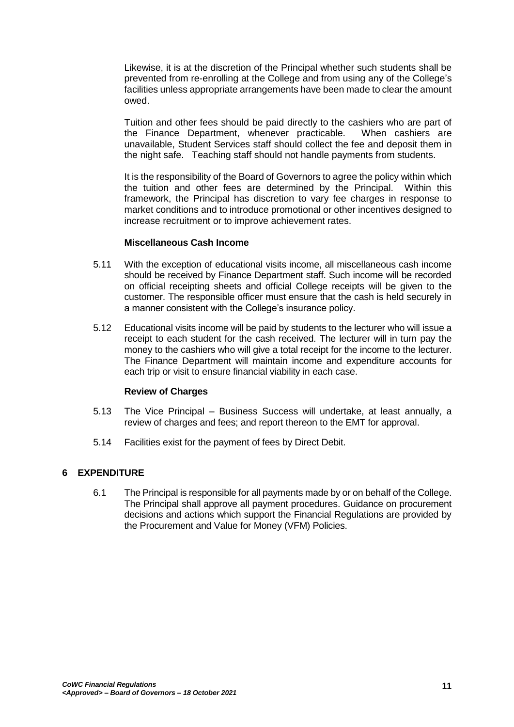Likewise, it is at the discretion of the Principal whether such students shall be prevented from re-enrolling at the College and from using any of the College's facilities unless appropriate arrangements have been made to clear the amount owed.

Tuition and other fees should be paid directly to the cashiers who are part of the Finance Department, whenever practicable. When cashiers are unavailable, Student Services staff should collect the fee and deposit them in the night safe. Teaching staff should not handle payments from students.

It is the responsibility of the Board of Governors to agree the policy within which the tuition and other fees are determined by the Principal. Within this framework, the Principal has discretion to vary fee charges in response to market conditions and to introduce promotional or other incentives designed to increase recruitment or to improve achievement rates.

**Miscellaneous Cash Income**

5.11 With the exception of educational visits income, all miscellaneous cash income should be received by Finance Department staff. Such income will be recorded on official receipting sheets and official College receipts will be given to the customer. The responsible officer must ensure that the cash is held securely in a manner consistent with the College's insurance policy.

5.12 Educational visits income will be paid by students to the lecturer who will issue a receipt to each student for the cash received. The lecturer will in turn pay the money to the cashiers who will give a total receipt for the income to the lecturer. The Finance Department will maintain income and expenditure accounts for each trip or visit to ensure financial viability in each case.

**Review of Charges**

5.13 The Vice Principal – Business Success will undertake, at least annually, a review of charges and fees; and report thereon to the EMT for approval.

5.14 Facilities exist for the payment of fees by Direct Debit.

## 6 EXPENDITURE

6.1 The Principal is responsible for all payments made by or on behalf of the College. The Principal shall approve all payment procedures. Guidance on procurement decisions and actions which support the Financial Regulations are provided by the Procurement and Value for Money (VFM) Policies.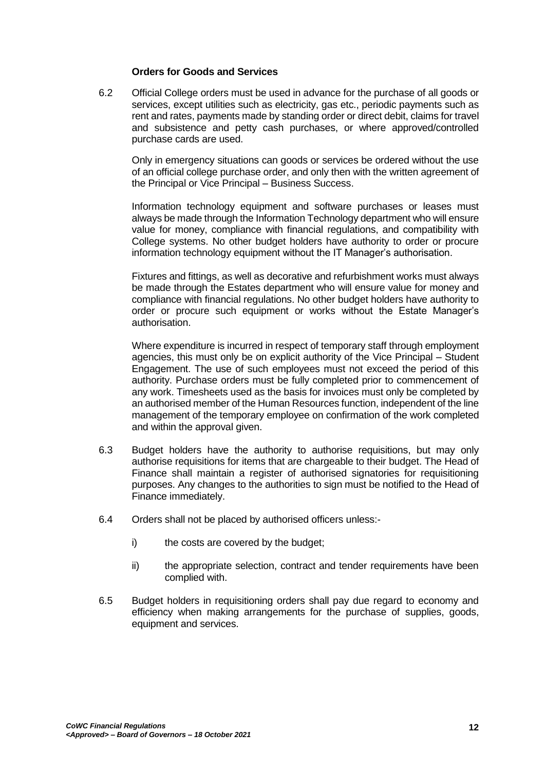### Orders for Goods and Services

6.2 Official College orders must be used in advance for the purchase of all goods or services, except utilities such as electricity, gas etc., periodic payments such as rent and rates, payments made by standing order or direct debit, claims for travel and subsistence and petty cash purchases, or where approved/controlled purchase cards are used.

Only in emergency situations can goods or services be ordered without the use of an official college purchase order, and only then with the written agreement of the Principal or Vice Principal – Business Success.

Information technology equipment and software purchases or leases must always be made through the Information Technology department who will ensure value for money, compliance with financial regulations, and compatibility with College systems. No other budget holders have authority to order or procure information technology equipment without the IT Manager's authorisation.

Fixtures and fittings, as well as decorative and refurbishment works must always be made through the Estates department who will ensure value for money and compliance with financial regulations. No other budget holders have authority to order or procure such equipment or works without the Estate Manager's authorisation.

Where expenditure is incurred in respect of temporary staff through employment agencies, this must only be on explicit authority of the Vice Principal – Student Engagement. The use of such employees must not exceed the period of this authority. Purchase orders must be fully completed prior to commencement of any work. Timesheets used as the basis for invoices must only be completed by an authorised member of the Human Resources function, independent of the line management of the temporary employee on confirmation of the work completed and within the approval given.

6.3 Budget holders have the authority to authorise requisitions, but may only authorise requisitions for items that are chargeable to their budget. The Head of Finance shall maintain a register of authorised signatories for requisitioning purposes. Any changes to the authorities to sign must be notified to the Head of Finance immediately.

6.4 Orders shall not be placed by authorised officers unless:-

i) the costs are covered by the budget;

ii) the appropriate selection, contract and tender requirements have been complied with.

6.5 Budget holders in requisitioning orders shall pay due regard to economy and efficiency when making arrangements for the purchase of supplies, goods, equipment and services.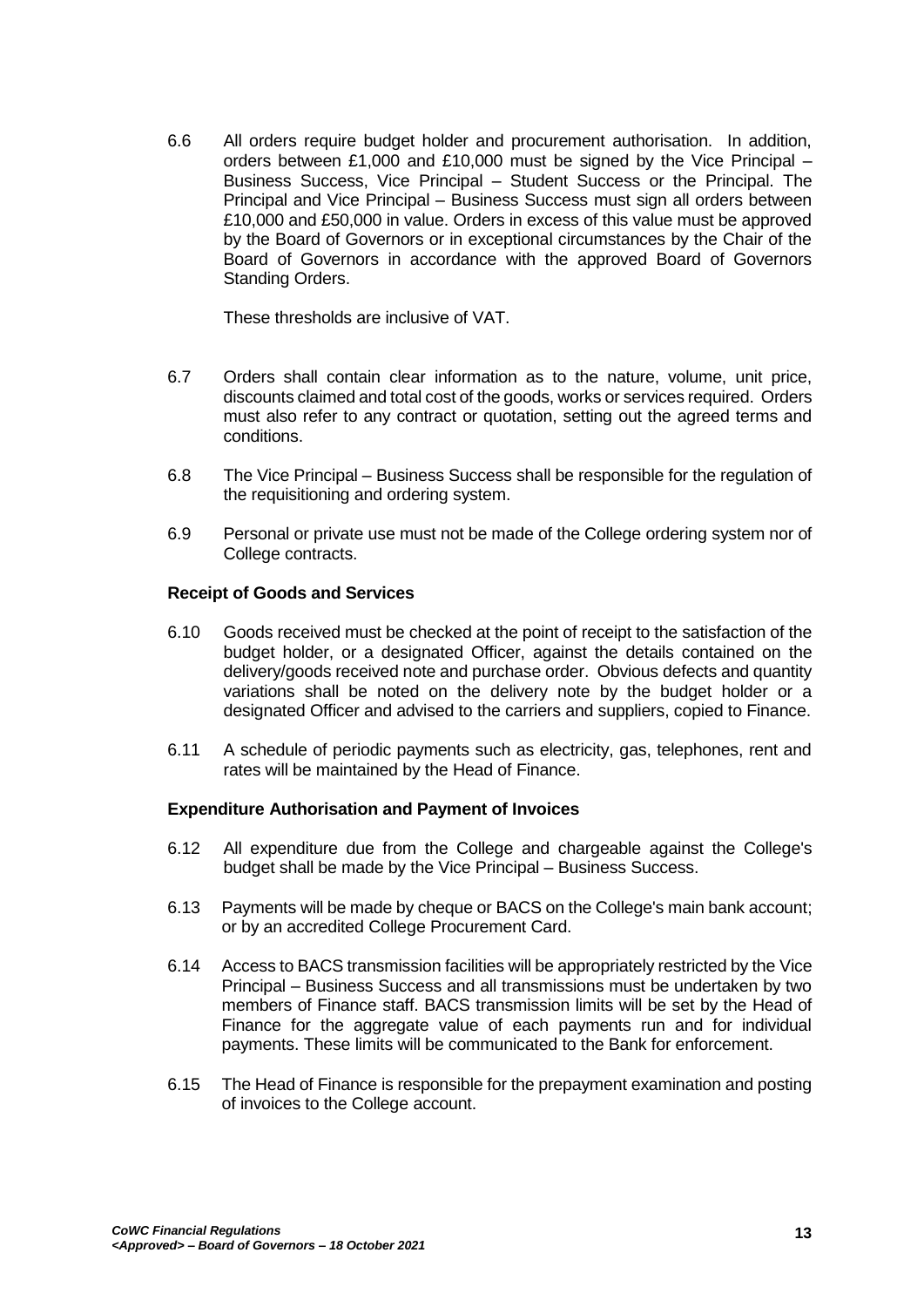6.6 All orders require budget holder and procurement authorisation. In addition, orders between £1,000 and £10,000 must be signed by the Vice Principal – Business Success, Vice Principal – Student Success or the Principal. The Principal and Vice Principal – Business Success must sign all orders between £10,000 and £50,000 in value. Orders in excess of this value must be approved by the Board of Governors or in exceptional circumstances by the Chair of the Board of Governors in accordance with the approved Board of Governors Standing Orders.

These thresholds are inclusive of VAT.

6.7 Orders shall contain clear information as to the nature, volume, unit price, discounts claimed and total cost of the goods, works or services required. Orders must also refer to any contract or quotation, setting out the agreed terms and conditions.

6.8 The Vice Principal – Business Success shall be responsible for the regulation of the requisitioning and ordering system.

6.9 Personal or private use must not be made of the College ordering system nor of College contracts.

**Receipt of Goods and Services**

6.10 Goods received must be checked at the point of receipt to the satisfaction of the budget holder, or a designated Officer, against the details contained on the delivery/goods received note and purchase order. Obvious defects and quantity variations shall be noted on the delivery note by the budget holder or a designated Officer and advised to the carriers and suppliers, copied to Finance.

6.11 A schedule of periodic payments such as electricity, gas, telephones, rent and rates will be maintained by the Head of Finance.

**Expenditure Authorisation and Payment of Invoices**

6.12 All expenditure due from the College and chargeable against the College's budget shall be made by the Vice Principal – Business Success.

6.13 Payments will be made by cheque or BACS on the College's main bank account; or by an accredited College Procurement Card.

6.14 Access to BACS transmission facilities will be appropriately restricted by the Vice Principal – Business Success and all transmissions must be undertaken by two members of Finance staff. BACS transmission limits will be set by the Head of Finance for the aggregate value of each payments run and for individual payments. These limits will be communicated to the Bank for enforcement.

6.15 The Head of Finance is responsible for the prepayment examination and posting of invoices to the College account.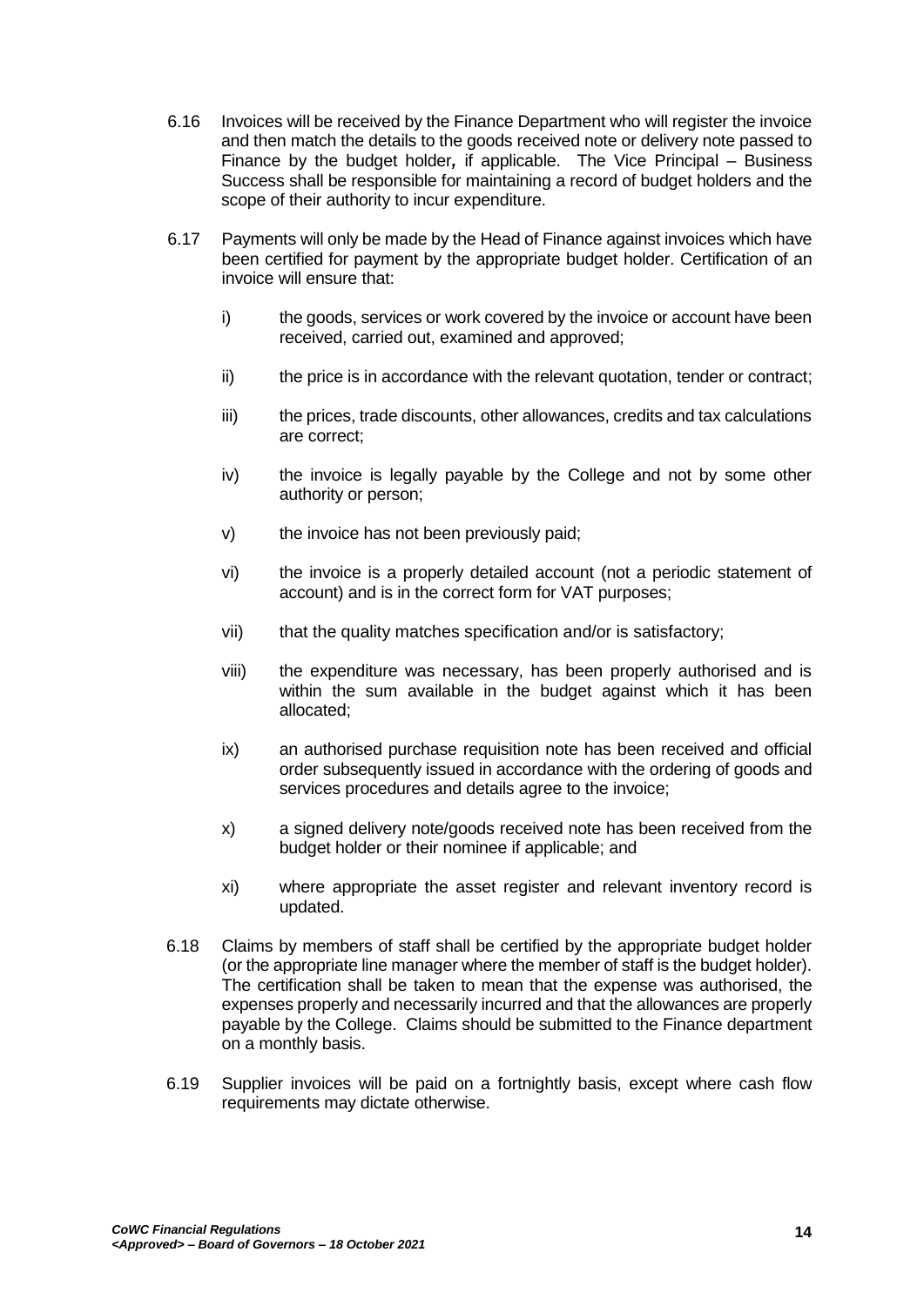6.16 Invoices will be received by the Finance Department who will register the invoice and then match the details to the goods received note or delivery note passed to Finance by the budget holder**,** if applicable. The Vice Principal – Business Success shall be responsible for maintaining a record of budget holders and the scope of their authority to incur expenditure.

6.17 Payments will only be made by the Head of Finance against invoices which have been certified for payment by the appropriate budget holder. Certification of an invoice will ensure that:

i) the goods, services or work covered by the invoice or account have been received, carried out, examined and approved;

ii) the price is in accordance with the relevant quotation, tender or contract;

iii) the prices, trade discounts, other allowances, credits and tax calculations are correct;

iv) the invoice is legally payable by the College and not by some other authority or person;

v) the invoice has not been previously paid;

vi) the invoice is a properly detailed account (not a periodic statement of account) and is in the correct form for VAT purposes;

vii) that the quality matches specification and/or is satisfactory;

viii) the expenditure was necessary, has been properly authorised and is within the sum available in the budget against which it has been allocated;

ix) an authorised purchase requisition note has been received and official order subsequently issued in accordance with the ordering of goods and services procedures and details agree to the invoice;

x) a signed delivery note/goods received note has been received from the budget holder or their nominee if applicable; and

xi) where appropriate the asset register and relevant inventory record is updated.

6.18 Claims by members of staff shall be certified by the appropriate budget holder (or the appropriate line manager where the member of staff is the budget holder). The certification shall be taken to mean that the expense was authorised, the expenses properly and necessarily incurred and that the allowances are properly payable by the College. Claims should be submitted to the Finance department on a monthly basis.

6.19 Supplier invoices will be paid on a fortnightly basis, except where cash flow requirements may dictate otherwise.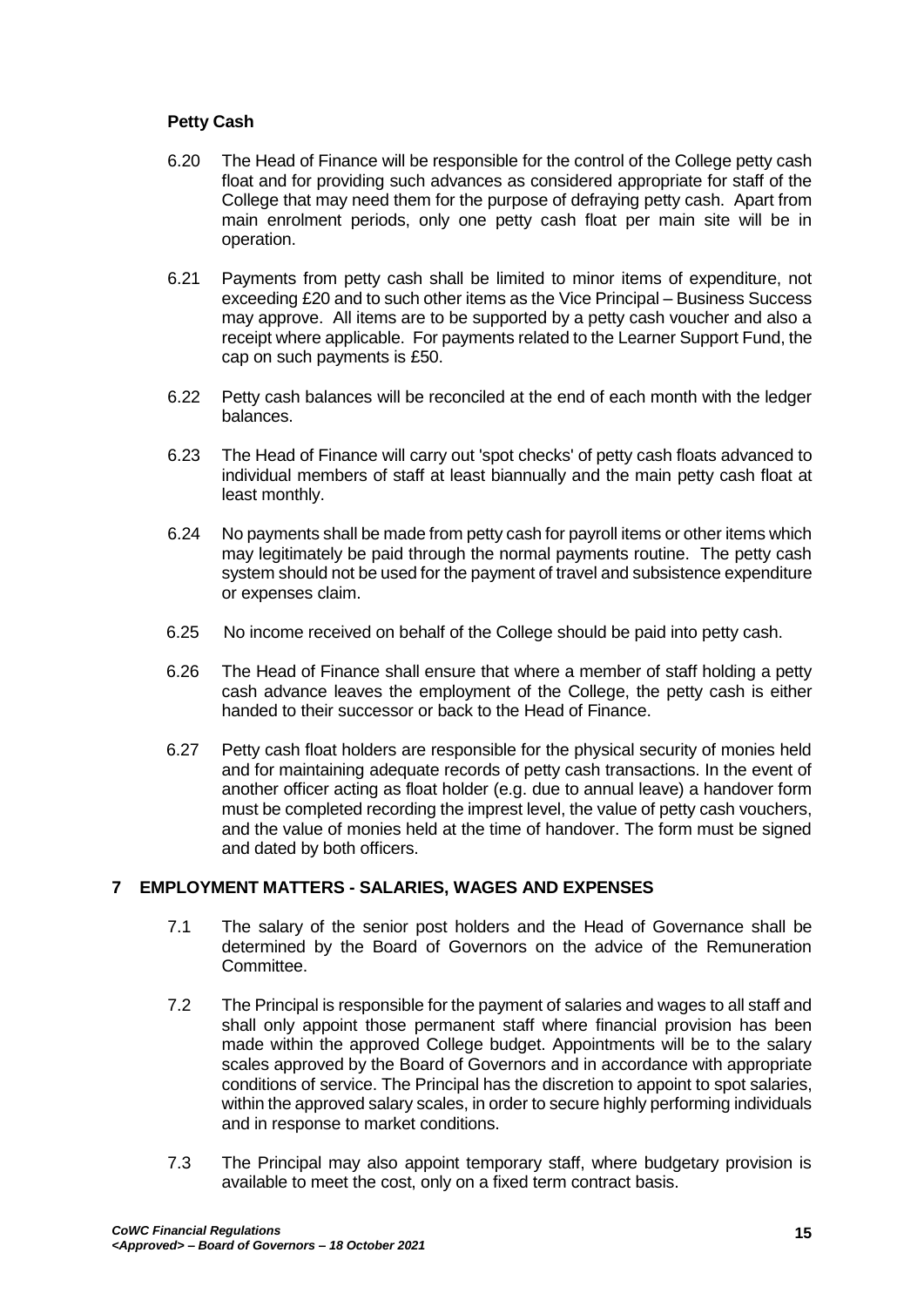### Petty Cash

6.20 The Head of Finance will be responsible for the control of the College petty cash float and for providing such advances as considered appropriate for staff of the College that may need them for the purpose of defraying petty cash. Apart from main enrolment periods, only one petty cash float per main site will be in operation.

6.21 Payments from petty cash shall be limited to minor items of expenditure, not exceeding £20 and to such other items as the Vice Principal – Business Success may approve. All items are to be supported by a petty cash voucher and also a receipt where applicable. For payments related to the Learner Support Fund, the cap on such payments is £50.

6.22 Petty cash balances will be reconciled at the end of each month with the ledger balances.

6.23 The Head of Finance will carry out 'spot checks' of petty cash floats advanced to individual members of staff at least biannually and the main petty cash float at least monthly.

6.24 No payments shall be made from petty cash for payroll items or other items which may legitimately be paid through the normal payments routine. The petty cash system should not be used for the payment of travel and subsistence expenditure or expenses claim.

6.25 No income received on behalf of the College should be paid into petty cash.

6.26 The Head of Finance shall ensure that where a member of staff holding a petty cash advance leaves the employment of the College, the petty cash is either handed to their successor or back to the Head of Finance.

6.27 Petty cash float holders are responsible for the physical security of monies held and for maintaining adequate records of petty cash transactions. In the event of another officer acting as float holder (e.g. due to annual leave) a handover form must be completed recording the imprest level, the value of petty cash vouchers, and the value of monies held at the time of handover. The form must be signed and dated by both officers.

## 7 EMPLOYMENT MATTERS - SALARIES, WAGES AND EXPENSES

7.1 The salary of the senior post holders and the Head of Governance shall be determined by the Board of Governors on the advice of the Remuneration Committee.

7.2 The Principal is responsible for the payment of salaries and wages to all staff and shall only appoint those permanent staff where financial provision has been made within the approved College budget. Appointments will be to the salary scales approved by the Board of Governors and in accordance with appropriate conditions of service. The Principal has the discretion to appoint to spot salaries, within the approved salary scales, in order to secure highly performing individuals and in response to market conditions.

7.3 The Principal may also appoint temporary staff, where budgetary provision is available to meet the cost, only on a fixed term contract basis.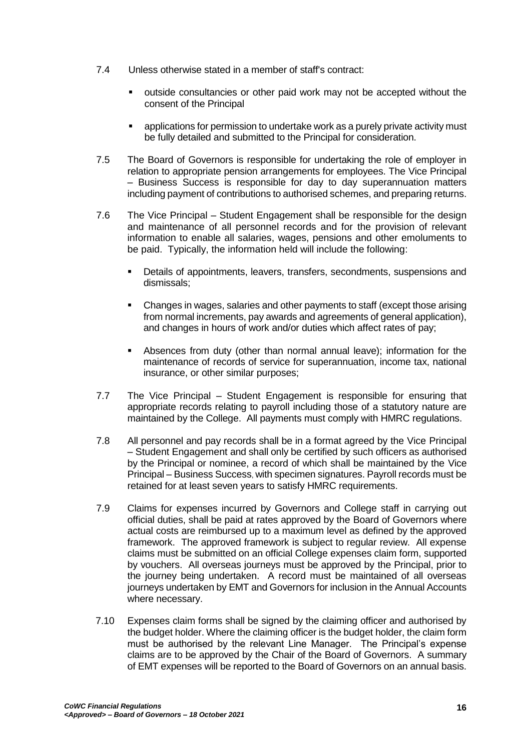7.4 Unless otherwise stated in a member of staff's contract:

- outside consultancies or other paid work may not be accepted without the consent of the Principal
- applications for permission to undertake work as a purely private activity must be fully detailed and submitted to the Principal for consideration.

7.5 The Board of Governors is responsible for undertaking the role of employer in relation to appropriate pension arrangements for employees. The Vice Principal – Business Success is responsible for day to day superannuation matters including payment of contributions to authorised schemes, and preparing returns.

7.6 The Vice Principal – Student Engagement shall be responsible for the design and maintenance of all personnel records and for the provision of relevant information to enable all salaries, wages, pensions and other emoluments to be paid. Typically, the information held will include the following:

- Details of appointments, leavers, transfers, secondments, suspensions and dismissals;
- Changes in wages, salaries and other payments to staff (except those arising from normal increments, pay awards and agreements of general application), and changes in hours of work and/or duties which affect rates of pay;
- Absences from duty (other than normal annual leave); information for the maintenance of records of service for superannuation, income tax, national insurance, or other similar purposes;

7.7 The Vice Principal – Student Engagement is responsible for ensuring that appropriate records relating to payroll including those of a statutory nature are maintained by the College. All payments must comply with HMRC regulations.

7.8 All personnel and pay records shall be in a format agreed by the Vice Principal – Student Engagement and shall only be certified by such officers as authorised by the Principal or nominee, a record of which shall be maintained by the Vice Principal – Business Success, with specimen signatures. Payroll records must be retained for at least seven years to satisfy HMRC requirements.

7.9 Claims for expenses incurred by Governors and College staff in carrying out official duties, shall be paid at rates approved by the Board of Governors where actual costs are reimbursed up to a maximum level as defined by the approved framework. The approved framework is subject to regular review. All expense claims must be submitted on an official College expenses claim form, supported by vouchers. All overseas journeys must be approved by the Principal, prior to the journey being undertaken. A record must be maintained of all overseas journeys undertaken by EMT and Governors for inclusion in the Annual Accounts where necessary.

7.10 Expenses claim forms shall be signed by the claiming officer and authorised by the budget holder. Where the claiming officer is the budget holder, the claim form must be authorised by the relevant Line Manager. The Principal's expense claims are to be approved by the Chair of the Board of Governors. A summary of EMT expenses will be reported to the Board of Governors on an annual basis.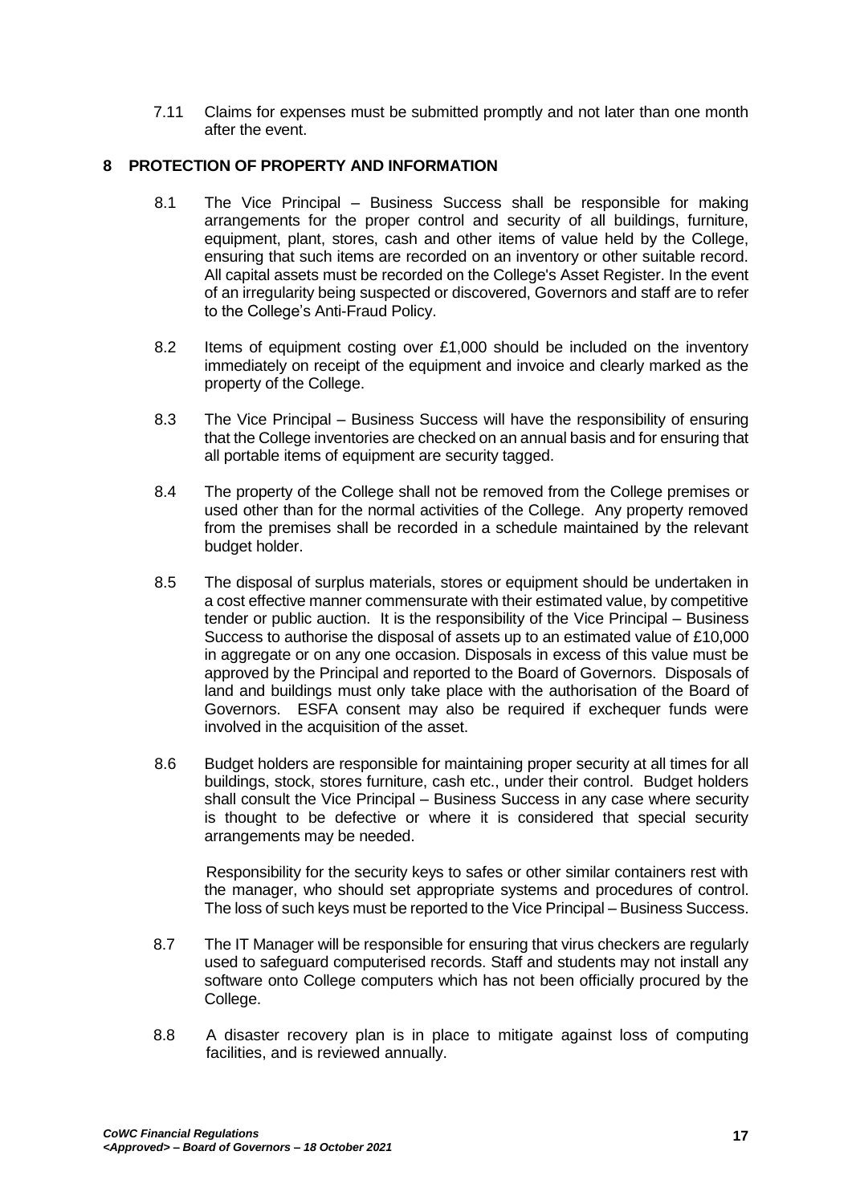7.11 Claims for expenses must be submitted promptly and not later than one month after the event.

## 8 PROTECTION OF PROPERTY AND INFORMATION

8.1 The Vice Principal – Business Success shall be responsible for making arrangements for the proper control and security of all buildings, furniture, equipment, plant, stores, cash and other items of value held by the College, ensuring that such items are recorded on an inventory or other suitable record. All capital assets must be recorded on the College's Asset Register. In the event of an irregularity being suspected or discovered, Governors and staff are to refer to the College's Anti-Fraud Policy.

8.2 Items of equipment costing over £1,000 should be included on the inventory immediately on receipt of the equipment and invoice and clearly marked as the property of the College.

8.3 The Vice Principal – Business Success will have the responsibility of ensuring that the College inventories are checked on an annual basis and for ensuring that all portable items of equipment are security tagged.

8.4 The property of the College shall not be removed from the College premises or used other than for the normal activities of the College. Any property removed from the premises shall be recorded in a schedule maintained by the relevant budget holder.

8.5 The disposal of surplus materials, stores or equipment should be undertaken in a cost effective manner commensurate with their estimated value, by competitive tender or public auction. It is the responsibility of the Vice Principal – Business Success to authorise the disposal of assets up to an estimated value of £10,000 in aggregate or on any one occasion. Disposals in excess of this value must be approved by the Principal and reported to the Board of Governors. Disposals of land and buildings must only take place with the authorisation of the Board of Governors. ESFA consent may also be required if exchequer funds were involved in the acquisition of the asset.

8.6 Budget holders are responsible for maintaining proper security at all times for all buildings, stock, stores furniture, cash etc., under their control. Budget holders shall consult the Vice Principal – Business Success in any case where security is thought to be defective or where it is considered that special security arrangements may be needed.

Responsibility for the security keys to safes or other similar containers rest with the manager, who should set appropriate systems and procedures of control. The loss of such keys must be reported to the Vice Principal – Business Success.

8.7 The IT Manager will be responsible for ensuring that virus checkers are regularly used to safeguard computerised records. Staff and students may not install any software onto College computers which has not been officially procured by the College.

8.8 A disaster recovery plan is in place to mitigate against loss of computing facilities, and is reviewed annually.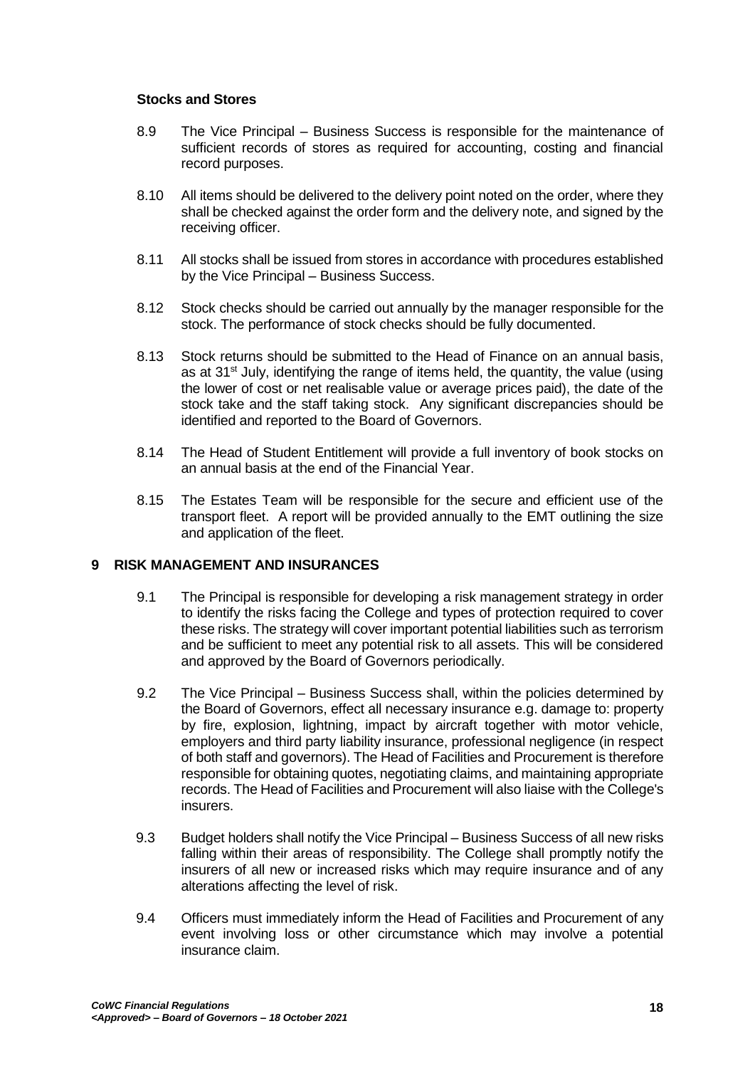### Stocks and Stores

8.9 The Vice Principal – Business Success is responsible for the maintenance of sufficient records of stores as required for accounting, costing and financial record purposes.

8.10 All items should be delivered to the delivery point noted on the order, where they shall be checked against the order form and the delivery note, and signed by the receiving officer.

8.11 All stocks shall be issued from stores in accordance with procedures established by the Vice Principal – Business Success.

8.12 Stock checks should be carried out annually by the manager responsible for the stock. The performance of stock checks should be fully documented.

8.13 Stock returns should be submitted to the Head of Finance on an annual basis, as at 31st July, identifying the range of items held, the quantity, the value (using the lower of cost or net realisable value or average prices paid), the date of the stock take and the staff taking stock. Any significant discrepancies should be identified and reported to the Board of Governors.

8.14 The Head of Student Entitlement will provide a full inventory of book stocks on an annual basis at the end of the Financial Year.

8.15 The Estates Team will be responsible for the secure and efficient use of the transport fleet. A report will be provided annually to the EMT outlining the size and application of the fleet.

## 9 RISK MANAGEMENT AND INSURANCES

9.1 The Principal is responsible for developing a risk management strategy in order to identify the risks facing the College and types of protection required to cover these risks. The strategy will cover important potential liabilities such as terrorism and be sufficient to meet any potential risk to all assets. This will be considered and approved by the Board of Governors periodically.

9.2 The Vice Principal – Business Success shall, within the policies determined by the Board of Governors, effect all necessary insurance e.g. damage to: property by fire, explosion, lightning, impact by aircraft together with motor vehicle, employers and third party liability insurance, professional negligence (in respect of both staff and governors). The Head of Facilities and Procurement is therefore responsible for obtaining quotes, negotiating claims, and maintaining appropriate records. The Head of Facilities and Procurement will also liaise with the College's insurers.

9.3 Budget holders shall notify the Vice Principal – Business Success of all new risks falling within their areas of responsibility. The College shall promptly notify the insurers of all new or increased risks which may require insurance and of any alterations affecting the level of risk.

9.4 Officers must immediately inform the Head of Facilities and Procurement of any event involving loss or other circumstance which may involve a potential insurance claim.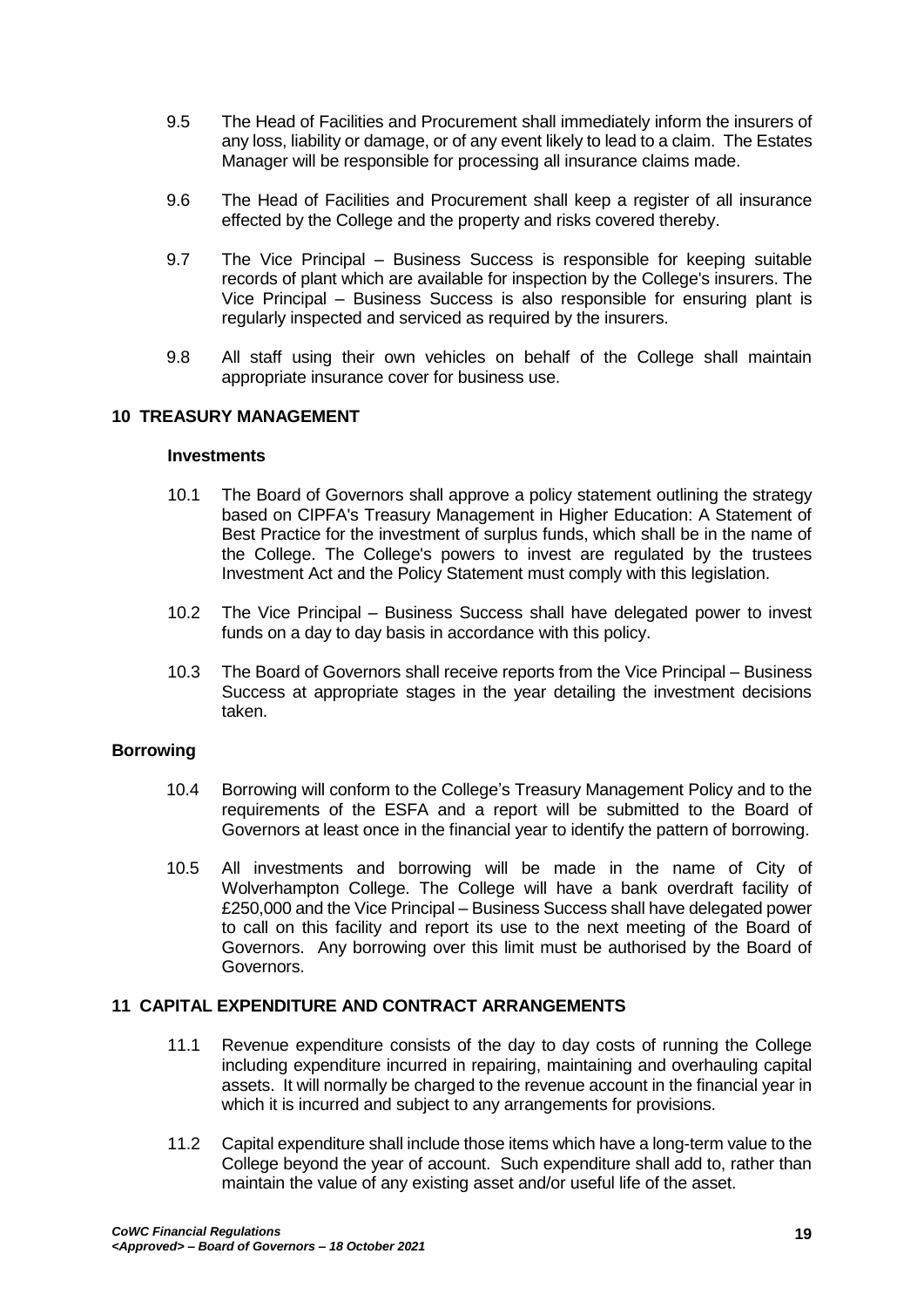9.5 The Head of Facilities and Procurement shall immediately inform the insurers of any loss, liability or damage, or of any event likely to lead to a claim. The Estates Manager will be responsible for processing all insurance claims made.

9.6 The Head of Facilities and Procurement shall keep a register of all insurance effected by the College and the property and risks covered thereby.

9.7 The Vice Principal – Business Success is responsible for keeping suitable records of plant which are available for inspection by the College's insurers. The Vice Principal – Business Success is also responsible for ensuring plant is regularly inspected and serviced as required by the insurers.

9.8 All staff using their own vehicles on behalf of the College shall maintain appropriate insurance cover for business use.

## 10 TREASURY MANAGEMENT

### Investments

10.1 The Board of Governors shall approve a policy statement outlining the strategy based on CIPFA's Treasury Management in Higher Education: A Statement of Best Practice for the investment of surplus funds, which shall be in the name of the College. The College's powers to invest are regulated by the trustees Investment Act and the Policy Statement must comply with this legislation.

10.2 The Vice Principal – Business Success shall have delegated power to invest funds on a day to day basis in accordance with this policy.

10.3 The Board of Governors shall receive reports from the Vice Principal – Business Success at appropriate stages in the year detailing the investment decisions taken.

### Borrowing

10.4 Borrowing will conform to the College's Treasury Management Policy and to the requirements of the ESFA and a report will be submitted to the Board of Governors at least once in the financial year to identify the pattern of borrowing.

10.5 All investments and borrowing will be made in the name of City of Wolverhampton College. The College will have a bank overdraft facility of £250,000 and the Vice Principal – Business Success shall have delegated power to call on this facility and report its use to the next meeting of the Board of Governors. Any borrowing over this limit must be authorised by the Board of Governors.

## 11 CAPITAL EXPENDITURE AND CONTRACT ARRANGEMENTS

11.1 Revenue expenditure consists of the day to day costs of running the College including expenditure incurred in repairing, maintaining and overhauling capital assets. It will normally be charged to the revenue account in the financial year in which it is incurred and subject to any arrangements for provisions.

11.2 Capital expenditure shall include those items which have a long-term value to the College beyond the year of account. Such expenditure shall add to, rather than maintain the value of any existing asset and/or useful life of the asset.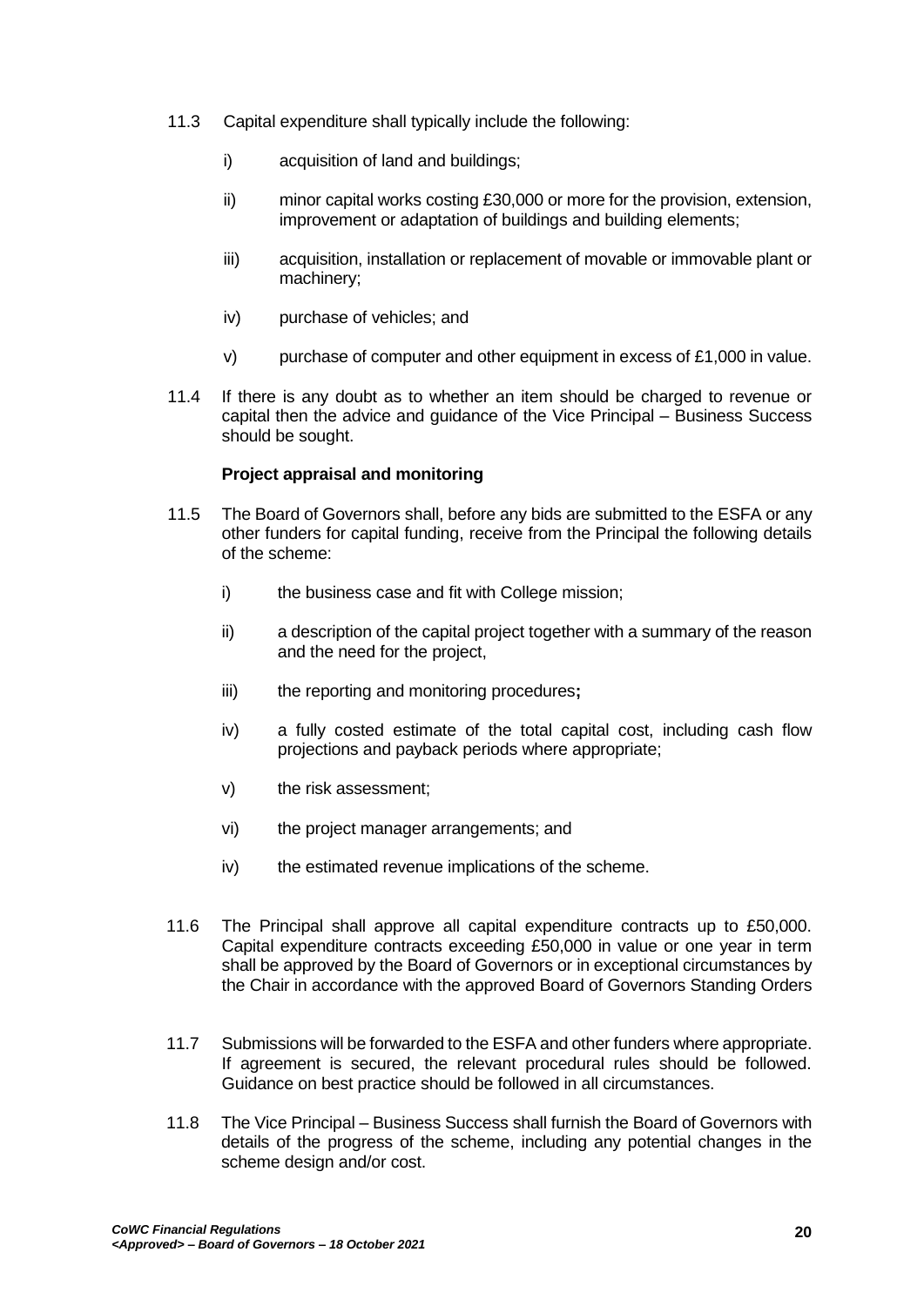11.3 Capital expenditure shall typically include the following:

- i) acquisition of land and buildings;
- ii) minor capital works costing £30,000 or more for the provision, extension, improvement or adaptation of buildings and building elements;
- iii) acquisition, installation or replacement of movable or immovable plant or machinery;
- iv) purchase of vehicles; and
- v) purchase of computer and other equipment in excess of £1,000 in value.

11.4 If there is any doubt as to whether an item should be charged to revenue or capital then the advice and guidance of the Vice Principal – Business Success should be sought.

**Project appraisal and monitoring**

11.5 The Board of Governors shall, before any bids are submitted to the ESFA or any other funders for capital funding, receive from the Principal the following details of the scheme:

- i) the business case and fit with College mission;
- ii) a description of the capital project together with a summary of the reason and the need for the project,
- iii) the reporting and monitoring procedures**;**
- iv) a fully costed estimate of the total capital cost, including cash flow projections and payback periods where appropriate;
- v) the risk assessment;
- vi) the project manager arrangements; and
- iv) the estimated revenue implications of the scheme.

11.6 The Principal shall approve all capital expenditure contracts up to £50,000. Capital expenditure contracts exceeding £50,000 in value or one year in term shall be approved by the Board of Governors or in exceptional circumstances by the Chair in accordance with the approved Board of Governors Standing Orders

11.7 Submissions will be forwarded to the ESFA and other funders where appropriate. If agreement is secured, the relevant procedural rules should be followed. Guidance on best practice should be followed in all circumstances.

11.8 The Vice Principal – Business Success shall furnish the Board of Governors with details of the progress of the scheme, including any potential changes in the scheme design and/or cost.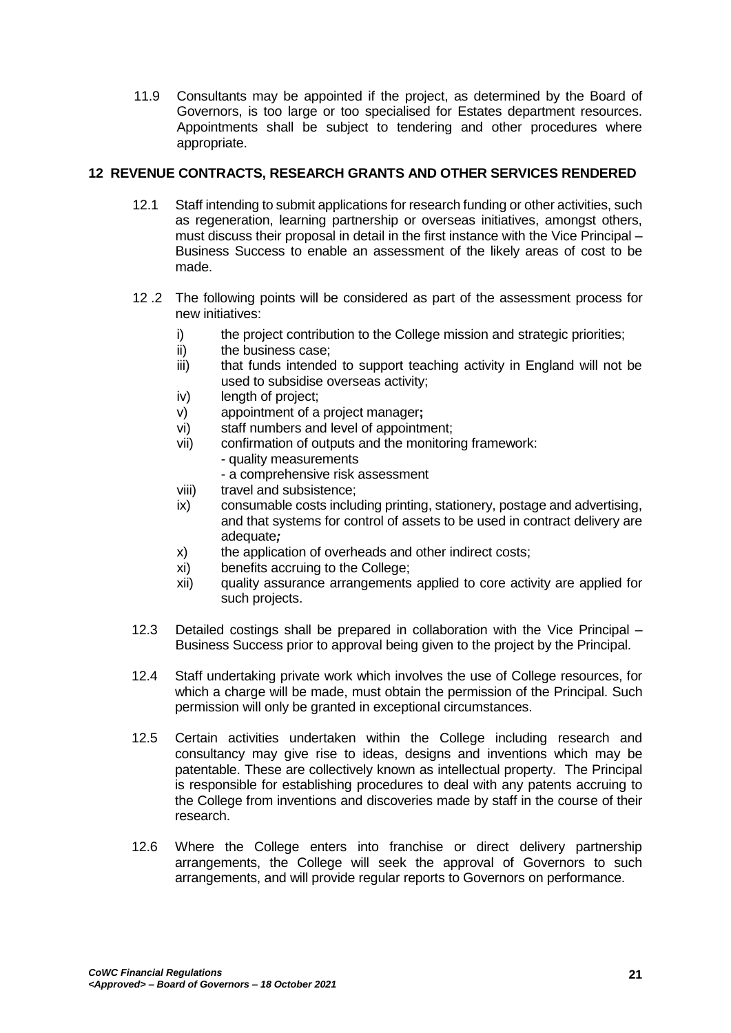11.9 Consultants may be appointed if the project, as determined by the Board of Governors, is too large or too specialised for Estates department resources. Appointments shall be subject to tendering and other procedures where appropriate.

## 12 REVENUE CONTRACTS, RESEARCH GRANTS AND OTHER SERVICES RENDERED

12.1 Staff intending to submit applications for research funding or other activities, such as regeneration, learning partnership or overseas initiatives, amongst others, must discuss their proposal in detail in the first instance with the Vice Principal – Business Success to enable an assessment of the likely areas of cost to be made.

12 .2 The following points will be considered as part of the assessment process for new initiatives:

- i) the project contribution to the College mission and strategic priorities;
- ii) the business case;
- iii) that funds intended to support teaching activity in England will not be used to subsidise overseas activity;
- iv) length of project;
- v) appointment of a project manager**;**
- vi) staff numbers and level of appointment;
- vii) confirmation of outputs and the monitoring framework:
  - quality measurements
  - a comprehensive risk assessment
- viii) travel and subsistence;
- ix) consumable costs including printing, stationery, postage and advertising, and that systems for control of assets to be used in contract delivery are adequate***;***
- x) the application of overheads and other indirect costs;
- xi) benefits accruing to the College;
- xii) quality assurance arrangements applied to core activity are applied for such projects.

12.3 Detailed costings shall be prepared in collaboration with the Vice Principal – Business Success prior to approval being given to the project by the Principal.

12.4 Staff undertaking private work which involves the use of College resources, for which a charge will be made, must obtain the permission of the Principal. Such permission will only be granted in exceptional circumstances.

12.5 Certain activities undertaken within the College including research and consultancy may give rise to ideas, designs and inventions which may be patentable. These are collectively known as intellectual property. The Principal is responsible for establishing procedures to deal with any patents accruing to the College from inventions and discoveries made by staff in the course of their research.

12.6 Where the College enters into franchise or direct delivery partnership arrangements, the College will seek the approval of Governors to such arrangements, and will provide regular reports to Governors on performance.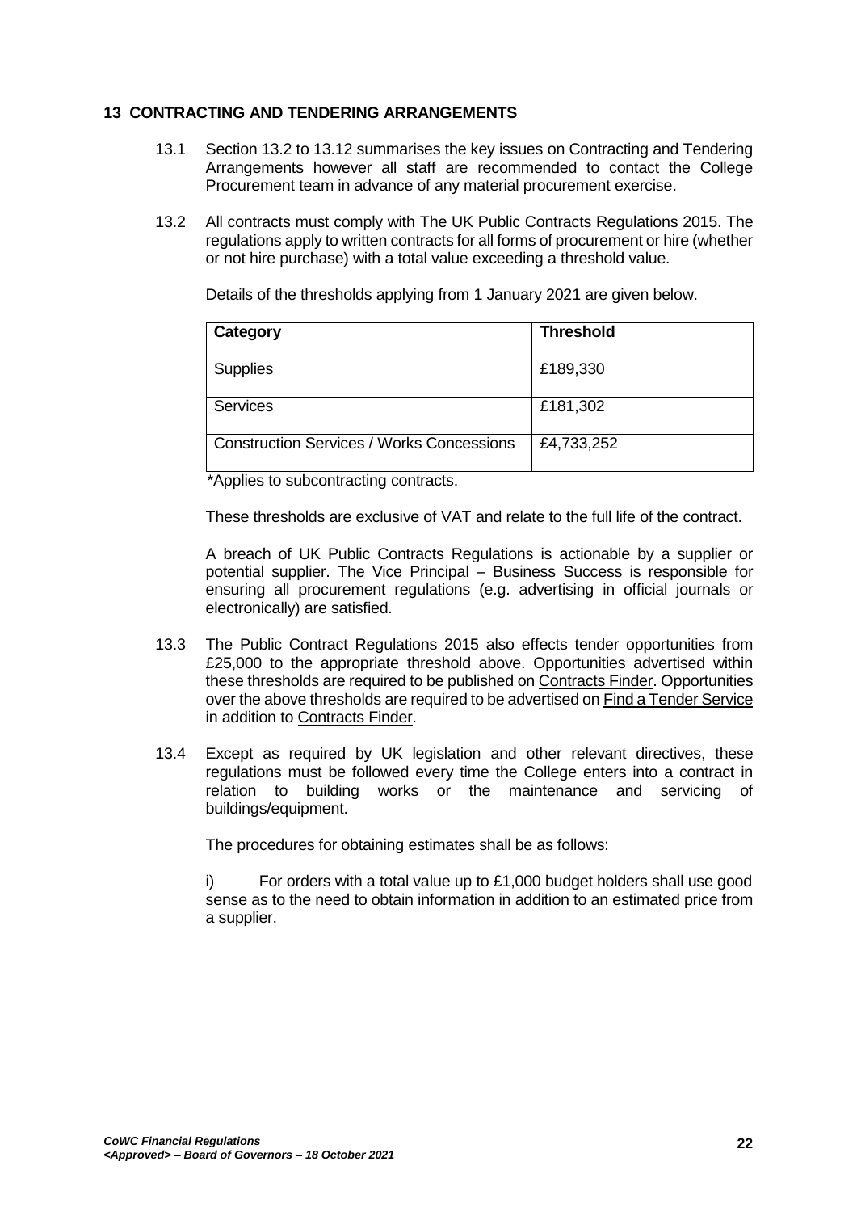## 13 CONTRACTING AND TENDERING ARRANGEMENTS

13.1 Section 13.2 to 13.12 summarises the key issues on Contracting and Tendering Arrangements however all staff are recommended to contact the College Procurement team in advance of any material procurement exercise.

13.2 All contracts must comply with The UK Public Contracts Regulations 2015. The regulations apply to written contracts for all forms of procurement or hire (whether or not hire purchase) with a total value exceeding a threshold value.

Details of the thresholds applying from 1 January 2021 are given below.

| Category | Threshold |
|---|---|
| Supplies | £189,330 |
| Services | £181,302 |
| Construction Services / Works Concessions | £4,733,252 |

*Applies to subcontracting contracts.

These thresholds are exclusive of VAT and relate to the full life of the contract.

A breach of UK Public Contracts Regulations is actionable by a supplier or potential supplier. The Vice Principal – Business Success is responsible for ensuring all procurement regulations (e.g. advertising in official journals or electronically) are satisfied.

13.3 The Public Contract Regulations 2015 also effects tender opportunities from £25,000 to the appropriate threshold above. Opportunities advertised within these thresholds are required to be published on Contracts Finder. Opportunities over the above thresholds are required to be advertised on Find a Tender Service in addition to Contracts Finder.

13.4 Except as required by UK legislation and other relevant directives, these regulations must be followed every time the College enters into a contract in relation to building works or the maintenance and servicing of buildings/equipment.

The procedures for obtaining estimates shall be as follows:

i) For orders with a total value up to £1,000 budget holders shall use good sense as to the need to obtain information in addition to an estimated price from a supplier.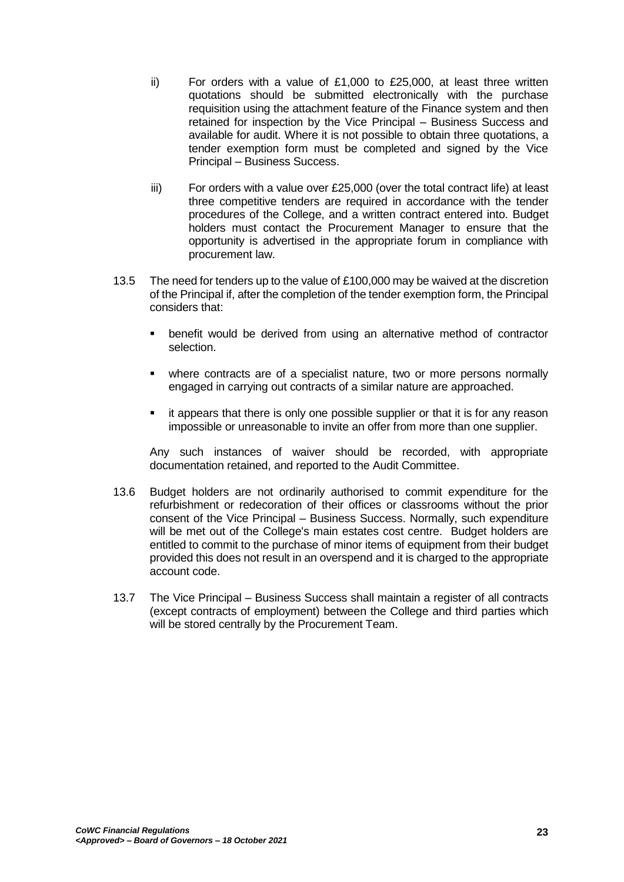ii) For orders with a value of £1,000 to £25,000, at least three written quotations should be submitted electronically with the purchase requisition using the attachment feature of the Finance system and then retained for inspection by the Vice Principal – Business Success and available for audit. Where it is not possible to obtain three quotations, a tender exemption form must be completed and signed by the Vice Principal – Business Success.

iii) For orders with a value over £25,000 (over the total contract life) at least three competitive tenders are required in accordance with the tender procedures of the College, and a written contract entered into. Budget holders must contact the Procurement Manager to ensure that the opportunity is advertised in the appropriate forum in compliance with procurement law.

13.5 The need for tenders up to the value of £100,000 may be waived at the discretion of the Principal if, after the completion of the tender exemption form, the Principal considers that:

- benefit would be derived from using an alternative method of contractor selection.
- where contracts are of a specialist nature, two or more persons normally engaged in carrying out contracts of a similar nature are approached.
- it appears that there is only one possible supplier or that it is for any reason impossible or unreasonable to invite an offer from more than one supplier.

Any such instances of waiver should be recorded, with appropriate documentation retained, and reported to the Audit Committee.

13.6 Budget holders are not ordinarily authorised to commit expenditure for the refurbishment or redecoration of their offices or classrooms without the prior consent of the Vice Principal – Business Success. Normally, such expenditure will be met out of the College's main estates cost centre. Budget holders are entitled to commit to the purchase of minor items of equipment from their budget provided this does not result in an overspend and it is charged to the appropriate account code.

13.7 The Vice Principal – Business Success shall maintain a register of all contracts (except contracts of employment) between the College and third parties which will be stored centrally by the Procurement Team.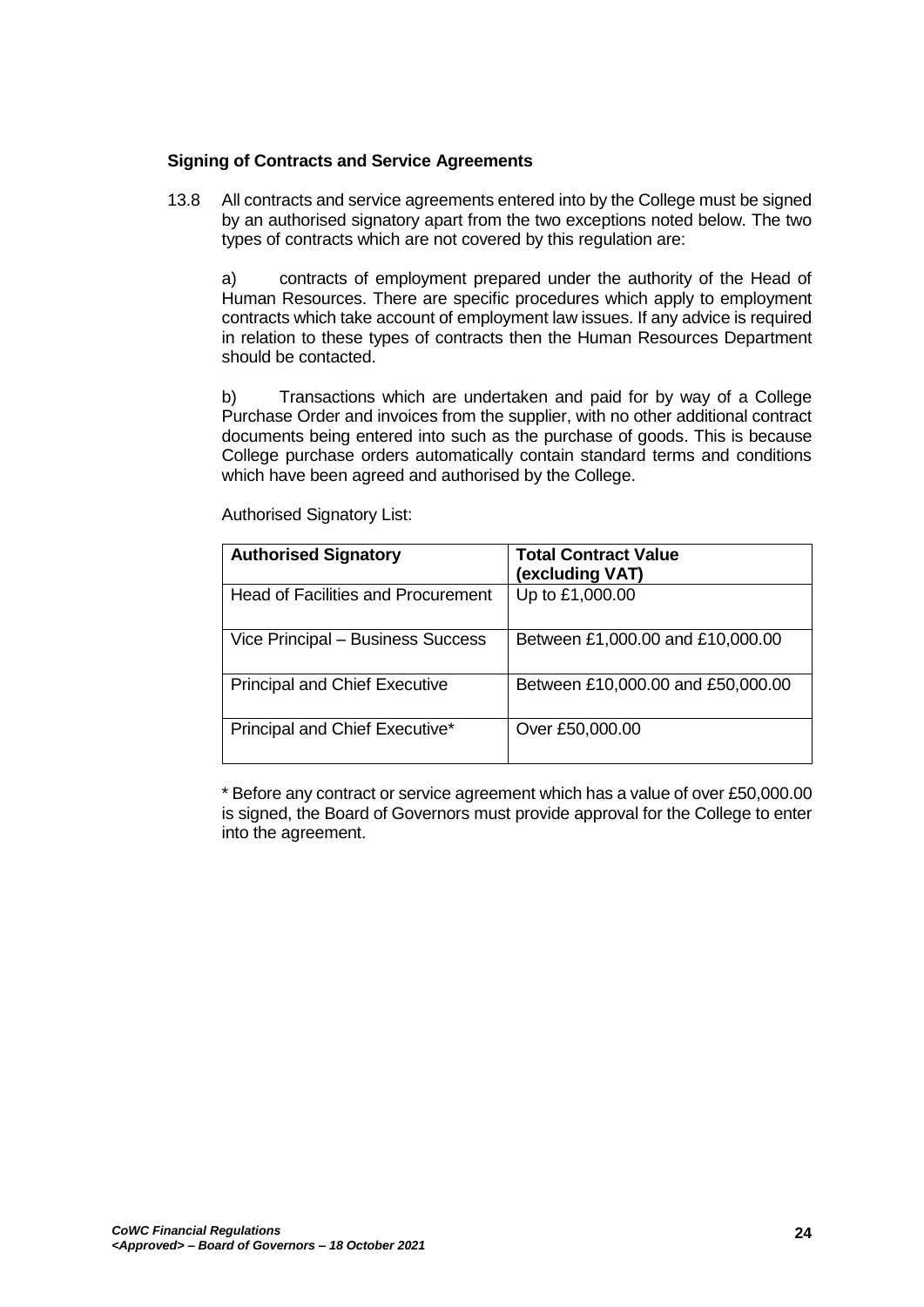**Signing of Contracts and Service Agreements**

13.8 All contracts and service agreements entered into by the College must be signed by an authorised signatory apart from the two exceptions noted below. The two types of contracts which are not covered by this regulation are:

a) contracts of employment prepared under the authority of the Head of Human Resources. There are specific procedures which apply to employment contracts which take account of employment law issues. If any advice is required in relation to these types of contracts then the Human Resources Department should be contacted.

b) Transactions which are undertaken and paid for by way of a College Purchase Order and invoices from the supplier, with no other additional contract documents being entered into such as the purchase of goods. This is because College purchase orders automatically contain standard terms and conditions which have been agreed and authorised by the College.

Authorised Signatory List:

| **Authorised Signatory** | **Total Contract Value (excluding VAT)** |
| --- | --- |
| Head of Facilities and Procurement | Up to £1,000.00 |
| Vice Principal – Business Success | Between £1,000.00 and £10,000.00 |
| Principal and Chief Executive | Between £10,000.00 and £50,000.00 |
| Principal and Chief Executive* | Over £50,000.00 |

* Before any contract or service agreement which has a value of over £50,000.00 is signed, the Board of Governors must provide approval for the College to enter into the agreement.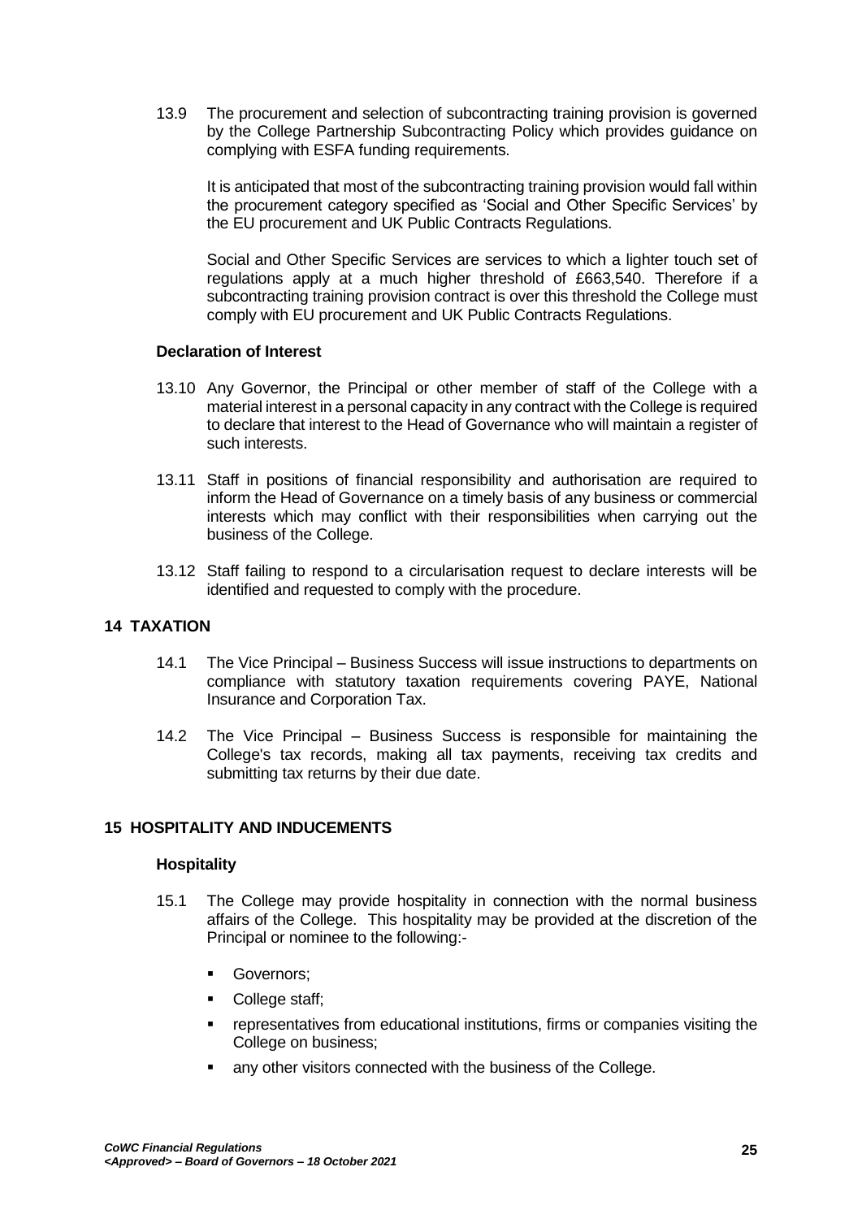13.9 The procurement and selection of subcontracting training provision is governed by the College Partnership Subcontracting Policy which provides guidance on complying with ESFA funding requirements.

It is anticipated that most of the subcontracting training provision would fall within the procurement category specified as 'Social and Other Specific Services' by the EU procurement and UK Public Contracts Regulations.

Social and Other Specific Services are services to which a lighter touch set of regulations apply at a much higher threshold of £663,540. Therefore if a subcontracting training provision contract is over this threshold the College must comply with EU procurement and UK Public Contracts Regulations.

### Declaration of Interest

13.10 Any Governor, the Principal or other member of staff of the College with a material interest in a personal capacity in any contract with the College is required to declare that interest to the Head of Governance who will maintain a register of such interests.

13.11 Staff in positions of financial responsibility and authorisation are required to inform the Head of Governance on a timely basis of any business or commercial interests which may conflict with their responsibilities when carrying out the business of the College.

13.12 Staff failing to respond to a circularisation request to declare interests will be identified and requested to comply with the procedure.

## 14 TAXATION

14.1 The Vice Principal – Business Success will issue instructions to departments on compliance with statutory taxation requirements covering PAYE, National Insurance and Corporation Tax.

14.2 The Vice Principal – Business Success is responsible for maintaining the College's tax records, making all tax payments, receiving tax credits and submitting tax returns by their due date.

## 15 HOSPITALITY AND INDUCEMENTS

### Hospitality

15.1 The College may provide hospitality in connection with the normal business affairs of the College. This hospitality may be provided at the discretion of the Principal or nominee to the following:-

- Governors;
- College staff;
- representatives from educational institutions, firms or companies visiting the College on business;
- any other visitors connected with the business of the College.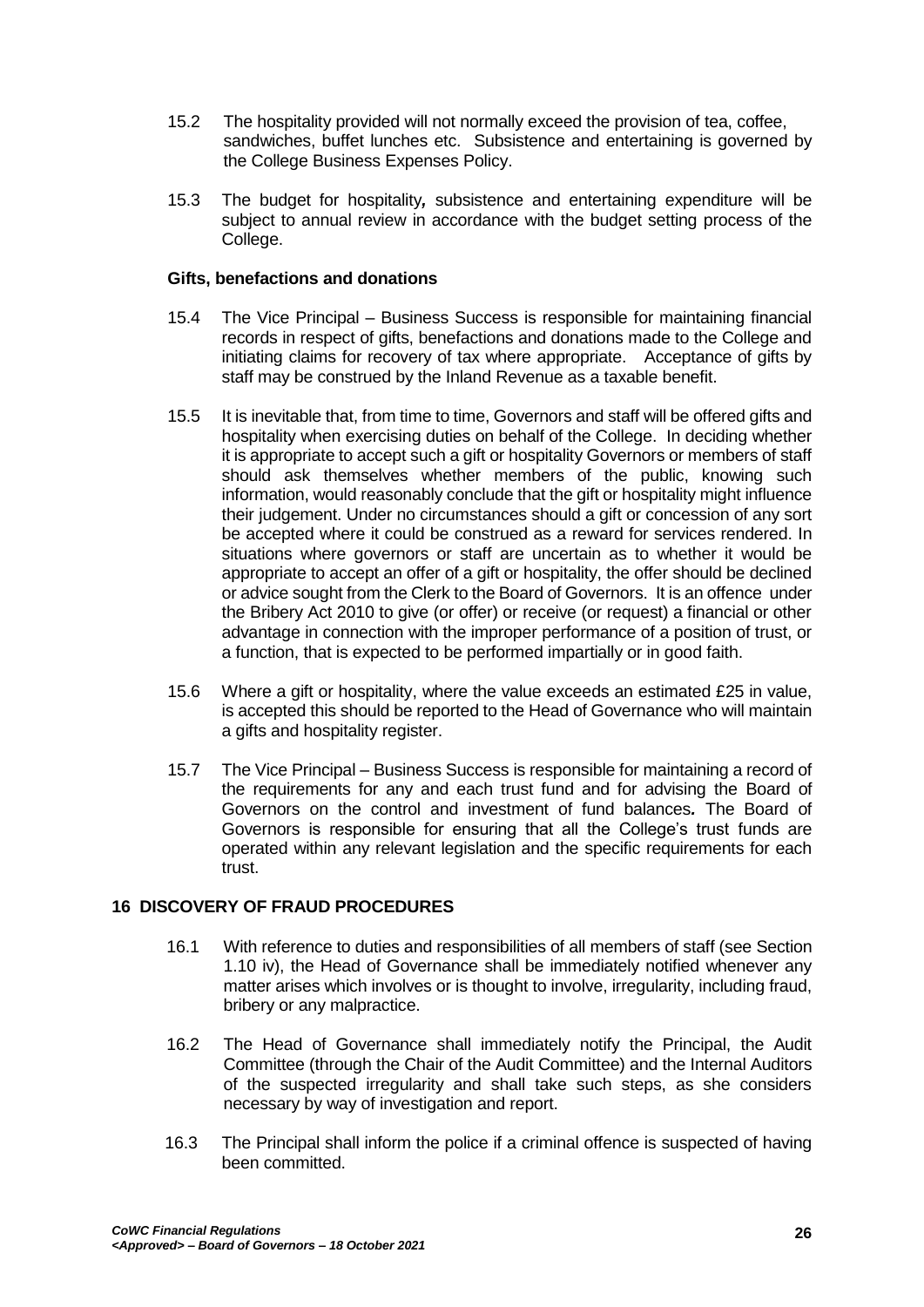15.2 The hospitality provided will not normally exceed the provision of tea, coffee, sandwiches, buffet lunches etc. Subsistence and entertaining is governed by the College Business Expenses Policy.

15.3 The budget for hospitality*,* subsistence and entertaining expenditure will be subject to annual review in accordance with the budget setting process of the College.

**Gifts, benefactions and donations**

15.4 The Vice Principal – Business Success is responsible for maintaining financial records in respect of gifts, benefactions and donations made to the College and initiating claims for recovery of tax where appropriate. Acceptance of gifts by staff may be construed by the Inland Revenue as a taxable benefit.

15.5 It is inevitable that, from time to time, Governors and staff will be offered gifts and hospitality when exercising duties on behalf of the College. In deciding whether it is appropriate to accept such a gift or hospitality Governors or members of staff should ask themselves whether members of the public, knowing such information, would reasonably conclude that the gift or hospitality might influence their judgement. Under no circumstances should a gift or concession of any sort be accepted where it could be construed as a reward for services rendered. In situations where governors or staff are uncertain as to whether it would be appropriate to accept an offer of a gift or hospitality, the offer should be declined or advice sought from the Clerk to the Board of Governors. It is an offence under the Bribery Act 2010 to give (or offer) or receive (or request) a financial or other advantage in connection with the improper performance of a position of trust, or a function, that is expected to be performed impartially or in good faith.

15.6 Where a gift or hospitality, where the value exceeds an estimated £25 in value, is accepted this should be reported to the Head of Governance who will maintain a gifts and hospitality register.

15.7 The Vice Principal – Business Success is responsible for maintaining a record of the requirements for any and each trust fund and for advising the Board of Governors on the control and investment of fund balances*.* The Board of Governors is responsible for ensuring that all the College's trust funds are operated within any relevant legislation and the specific requirements for each trust.

## 16 DISCOVERY OF FRAUD PROCEDURES

16.1 With reference to duties and responsibilities of all members of staff (see Section 1.10 iv), the Head of Governance shall be immediately notified whenever any matter arises which involves or is thought to involve, irregularity, including fraud, bribery or any malpractice.

16.2 The Head of Governance shall immediately notify the Principal, the Audit Committee (through the Chair of the Audit Committee) and the Internal Auditors of the suspected irregularity and shall take such steps, as she considers necessary by way of investigation and report.

16.3 The Principal shall inform the police if a criminal offence is suspected of having been committed.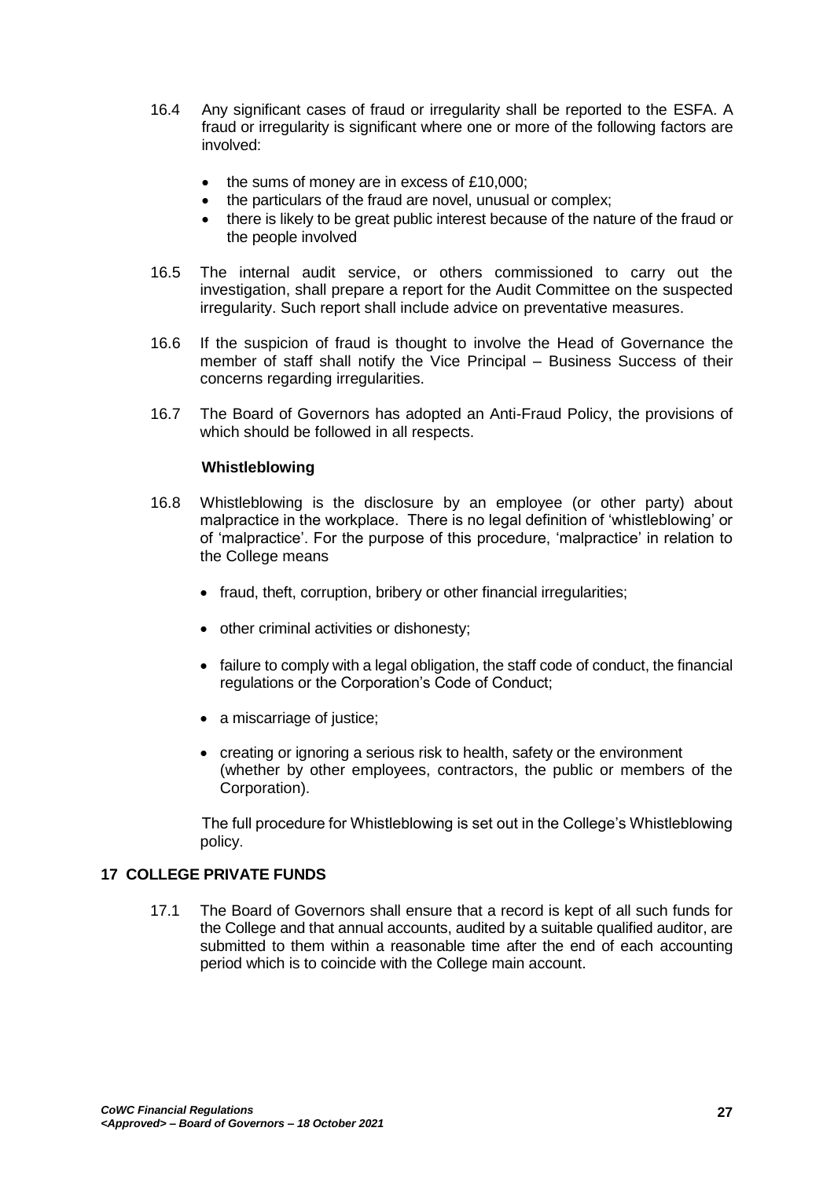16.4 Any significant cases of fraud or irregularity shall be reported to the ESFA. A fraud or irregularity is significant where one or more of the following factors are involved:

- the sums of money are in excess of £10,000;
- the particulars of the fraud are novel, unusual or complex;
- there is likely to be great public interest because of the nature of the fraud or the people involved

16.5 The internal audit service, or others commissioned to carry out the investigation, shall prepare a report for the Audit Committee on the suspected irregularity. Such report shall include advice on preventative measures.

16.6 If the suspicion of fraud is thought to involve the Head of Governance the member of staff shall notify the Vice Principal – Business Success of their concerns regarding irregularities.

16.7 The Board of Governors has adopted an Anti-Fraud Policy, the provisions of which should be followed in all respects.

**Whistleblowing**

16.8 Whistleblowing is the disclosure by an employee (or other party) about malpractice in the workplace. There is no legal definition of 'whistleblowing' or of 'malpractice'. For the purpose of this procedure, 'malpractice' in relation to the College means

- fraud, theft, corruption, bribery or other financial irregularities;
- other criminal activities or dishonesty;
- failure to comply with a legal obligation, the staff code of conduct, the financial regulations or the Corporation's Code of Conduct;
- a miscarriage of justice;
- creating or ignoring a serious risk to health, safety or the environment (whether by other employees, contractors, the public or members of the Corporation).

The full procedure for Whistleblowing is set out in the College's Whistleblowing policy.

## 17 COLLEGE PRIVATE FUNDS

17.1 The Board of Governors shall ensure that a record is kept of all such funds for the College and that annual accounts, audited by a suitable qualified auditor, are submitted to them within a reasonable time after the end of each accounting period which is to coincide with the College main account.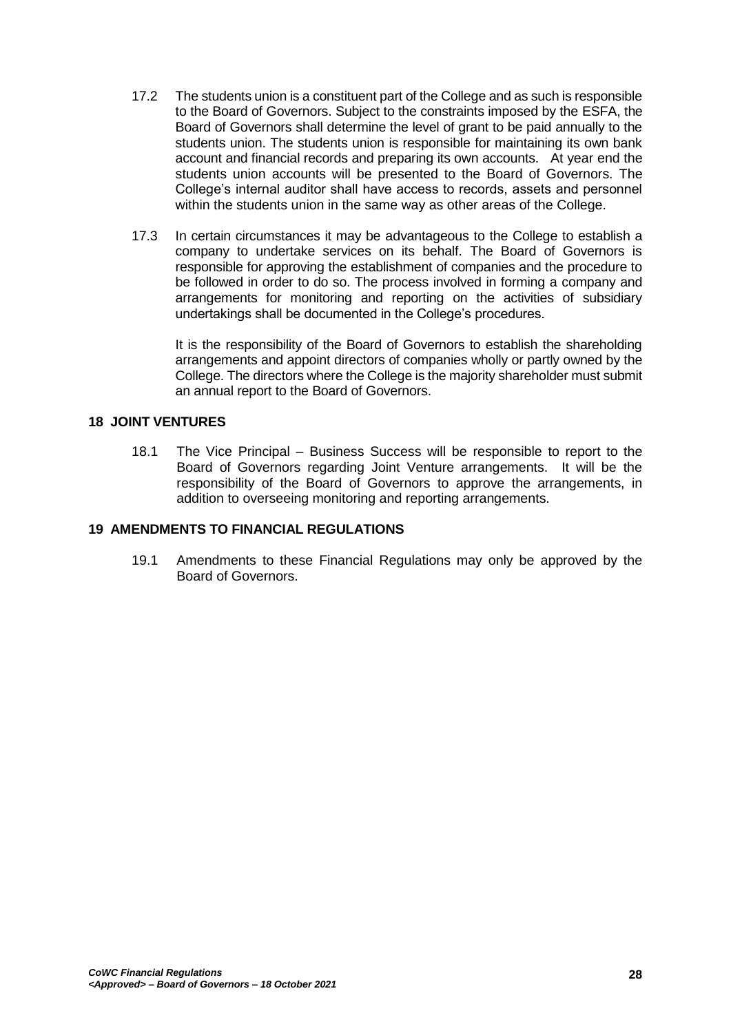17.2 The students union is a constituent part of the College and as such is responsible to the Board of Governors. Subject to the constraints imposed by the ESFA, the Board of Governors shall determine the level of grant to be paid annually to the students union. The students union is responsible for maintaining its own bank account and financial records and preparing its own accounts. At year end the students union accounts will be presented to the Board of Governors. The College's internal auditor shall have access to records, assets and personnel within the students union in the same way as other areas of the College.

17.3 In certain circumstances it may be advantageous to the College to establish a company to undertake services on its behalf. The Board of Governors is responsible for approving the establishment of companies and the procedure to be followed in order to do so. The process involved in forming a company and arrangements for monitoring and reporting on the activities of subsidiary undertakings shall be documented in the College's procedures.

It is the responsibility of the Board of Governors to establish the shareholding arrangements and appoint directors of companies wholly or partly owned by the College. The directors where the College is the majority shareholder must submit an annual report to the Board of Governors.

## 18 JOINT VENTURES

18.1 The Vice Principal – Business Success will be responsible to report to the Board of Governors regarding Joint Venture arrangements. It will be the responsibility of the Board of Governors to approve the arrangements, in addition to overseeing monitoring and reporting arrangements.

## 19 AMENDMENTS TO FINANCIAL REGULATIONS

19.1 Amendments to these Financial Regulations may only be approved by the Board of Governors.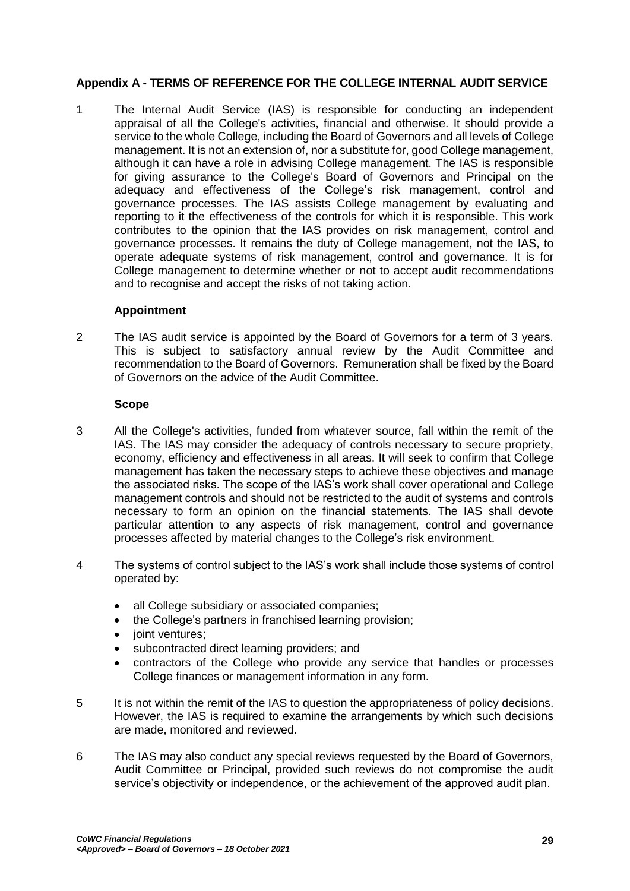## Appendix A - TERMS OF REFERENCE FOR THE COLLEGE INTERNAL AUDIT SERVICE

1 The Internal Audit Service (IAS) is responsible for conducting an independent appraisal of all the College's activities, financial and otherwise. It should provide a service to the whole College, including the Board of Governors and all levels of College management. It is not an extension of, nor a substitute for, good College management, although it can have a role in advising College management. The IAS is responsible for giving assurance to the College's Board of Governors and Principal on the adequacy and effectiveness of the College's risk management, control and governance processes. The IAS assists College management by evaluating and reporting to it the effectiveness of the controls for which it is responsible. This work contributes to the opinion that the IAS provides on risk management, control and governance processes. It remains the duty of College management, not the IAS, to operate adequate systems of risk management, control and governance. It is for College management to determine whether or not to accept audit recommendations and to recognise and accept the risks of not taking action.

### Appointment

2 The IAS audit service is appointed by the Board of Governors for a term of 3 years. This is subject to satisfactory annual review by the Audit Committee and recommendation to the Board of Governors. Remuneration shall be fixed by the Board of Governors on the advice of the Audit Committee.

### Scope

3 All the College's activities, funded from whatever source, fall within the remit of the IAS. The IAS may consider the adequacy of controls necessary to secure propriety, economy, efficiency and effectiveness in all areas. It will seek to confirm that College management has taken the necessary steps to achieve these objectives and manage the associated risks. The scope of the IAS's work shall cover operational and College management controls and should not be restricted to the audit of systems and controls necessary to form an opinion on the financial statements. The IAS shall devote particular attention to any aspects of risk management, control and governance processes affected by material changes to the College's risk environment.

4 The systems of control subject to the IAS's work shall include those systems of control operated by:

- all College subsidiary or associated companies;
- the College's partners in franchised learning provision;
- joint ventures;
- subcontracted direct learning providers; and
- contractors of the College who provide any service that handles or processes College finances or management information in any form.

5 It is not within the remit of the IAS to question the appropriateness of policy decisions. However, the IAS is required to examine the arrangements by which such decisions are made, monitored and reviewed.

6 The IAS may also conduct any special reviews requested by the Board of Governors, Audit Committee or Principal, provided such reviews do not compromise the audit service's objectivity or independence, or the achievement of the approved audit plan.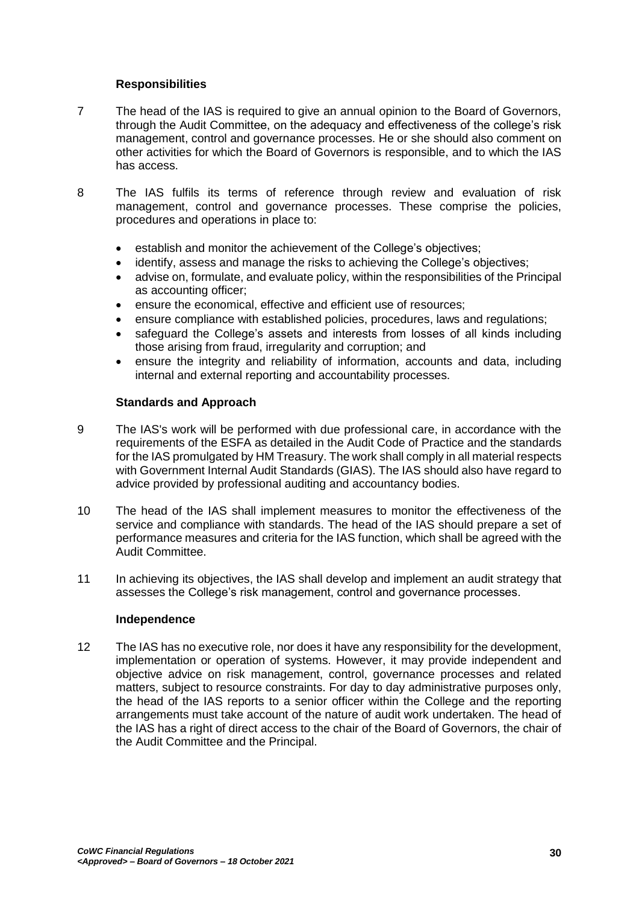### Responsibilities

7 The head of the IAS is required to give an annual opinion to the Board of Governors, through the Audit Committee, on the adequacy and effectiveness of the college's risk management, control and governance processes. He or she should also comment on other activities for which the Board of Governors is responsible, and to which the IAS has access.

8 The IAS fulfils its terms of reference through review and evaluation of risk management, control and governance processes. These comprise the policies, procedures and operations in place to:

- establish and monitor the achievement of the College's objectives;
- identify, assess and manage the risks to achieving the College's objectives;
- advise on, formulate, and evaluate policy, within the responsibilities of the Principal as accounting officer;
- ensure the economical, effective and efficient use of resources;
- ensure compliance with established policies, procedures, laws and regulations;
- safeguard the College's assets and interests from losses of all kinds including those arising from fraud, irregularity and corruption; and
- ensure the integrity and reliability of information, accounts and data, including internal and external reporting and accountability processes.

### Standards and Approach

9 The IAS's work will be performed with due professional care, in accordance with the requirements of the ESFA as detailed in the Audit Code of Practice and the standards for the IAS promulgated by HM Treasury. The work shall comply in all material respects with Government Internal Audit Standards (GIAS). The IAS should also have regard to advice provided by professional auditing and accountancy bodies.

10 The head of the IAS shall implement measures to monitor the effectiveness of the service and compliance with standards. The head of the IAS should prepare a set of performance measures and criteria for the IAS function, which shall be agreed with the Audit Committee.

11 In achieving its objectives, the IAS shall develop and implement an audit strategy that assesses the College's risk management, control and governance processes.

### Independence

12 The IAS has no executive role, nor does it have any responsibility for the development, implementation or operation of systems. However, it may provide independent and objective advice on risk management, control, governance processes and related matters, subject to resource constraints. For day to day administrative purposes only, the head of the IAS reports to a senior officer within the College and the reporting arrangements must take account of the nature of audit work undertaken. The head of the IAS has a right of direct access to the chair of the Board of Governors, the chair of the Audit Committee and the Principal.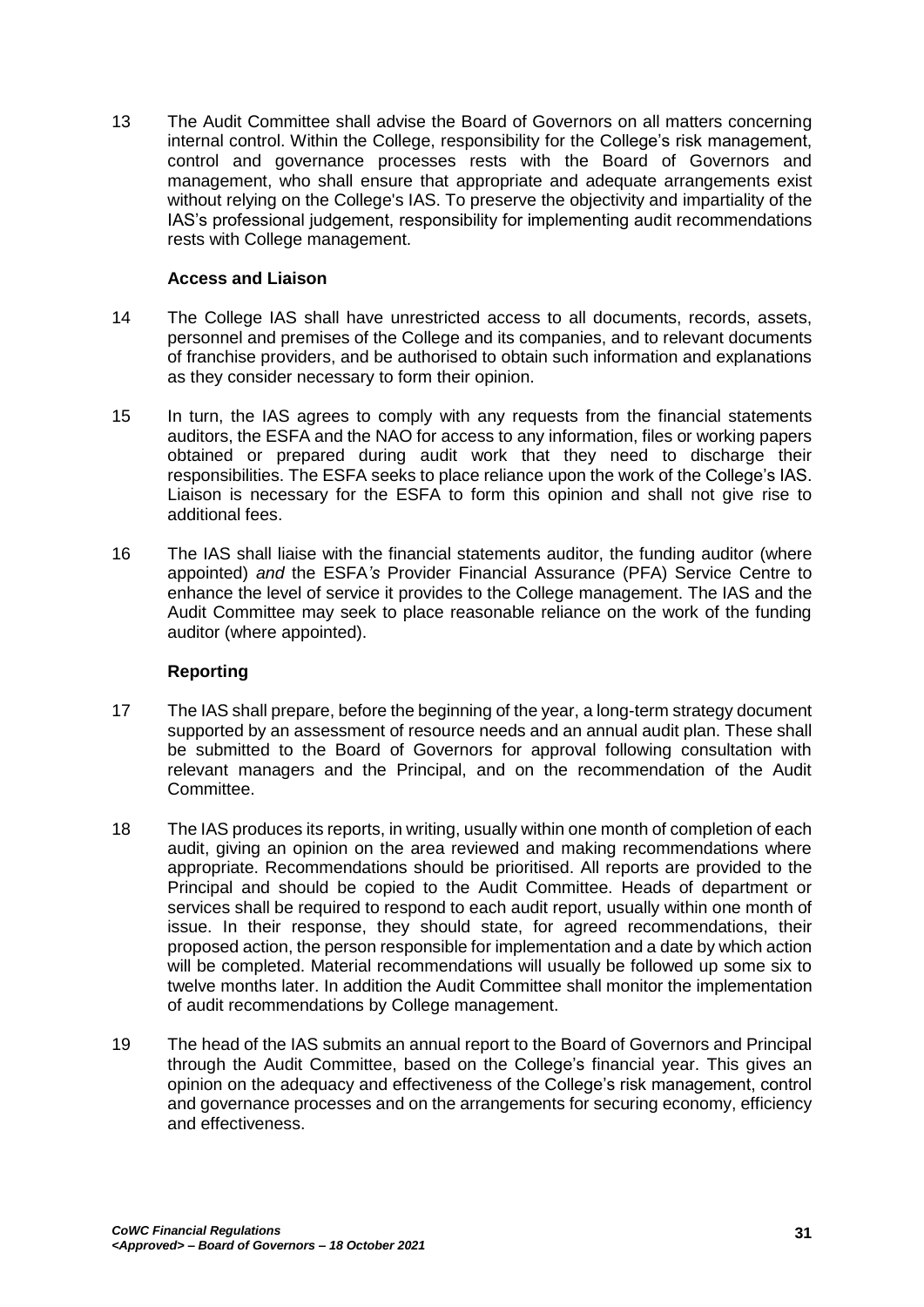13 The Audit Committee shall advise the Board of Governors on all matters concerning internal control. Within the College, responsibility for the College's risk management, control and governance processes rests with the Board of Governors and management, who shall ensure that appropriate and adequate arrangements exist without relying on the College's IAS. To preserve the objectivity and impartiality of the IAS's professional judgement, responsibility for implementing audit recommendations rests with College management.

**Access and Liaison**

14 The College IAS shall have unrestricted access to all documents, records, assets, personnel and premises of the College and its companies, and to relevant documents of franchise providers, and be authorised to obtain such information and explanations as they consider necessary to form their opinion.

15 In turn, the IAS agrees to comply with any requests from the financial statements auditors, the ESFA and the NAO for access to any information, files or working papers obtained or prepared during audit work that they need to discharge their responsibilities. The ESFA seeks to place reliance upon the work of the College's IAS. Liaison is necessary for the ESFA to form this opinion and shall not give rise to additional fees.

16 The IAS shall liaise with the financial statements auditor, the funding auditor (where appointed) *and* the ESFA*'s* Provider Financial Assurance (PFA) Service Centre to enhance the level of service it provides to the College management. The IAS and the Audit Committee may seek to place reasonable reliance on the work of the funding auditor (where appointed).

**Reporting**

17 The IAS shall prepare, before the beginning of the year, a long-term strategy document supported by an assessment of resource needs and an annual audit plan. These shall be submitted to the Board of Governors for approval following consultation with relevant managers and the Principal, and on the recommendation of the Audit Committee.

18 The IAS produces its reports, in writing, usually within one month of completion of each audit, giving an opinion on the area reviewed and making recommendations where appropriate. Recommendations should be prioritised. All reports are provided to the Principal and should be copied to the Audit Committee. Heads of department or services shall be required to respond to each audit report, usually within one month of issue. In their response, they should state, for agreed recommendations, their proposed action, the person responsible for implementation and a date by which action will be completed. Material recommendations will usually be followed up some six to twelve months later. In addition the Audit Committee shall monitor the implementation of audit recommendations by College management.

19 The head of the IAS submits an annual report to the Board of Governors and Principal through the Audit Committee, based on the College's financial year. This gives an opinion on the adequacy and effectiveness of the College's risk management, control and governance processes and on the arrangements for securing economy, efficiency and effectiveness.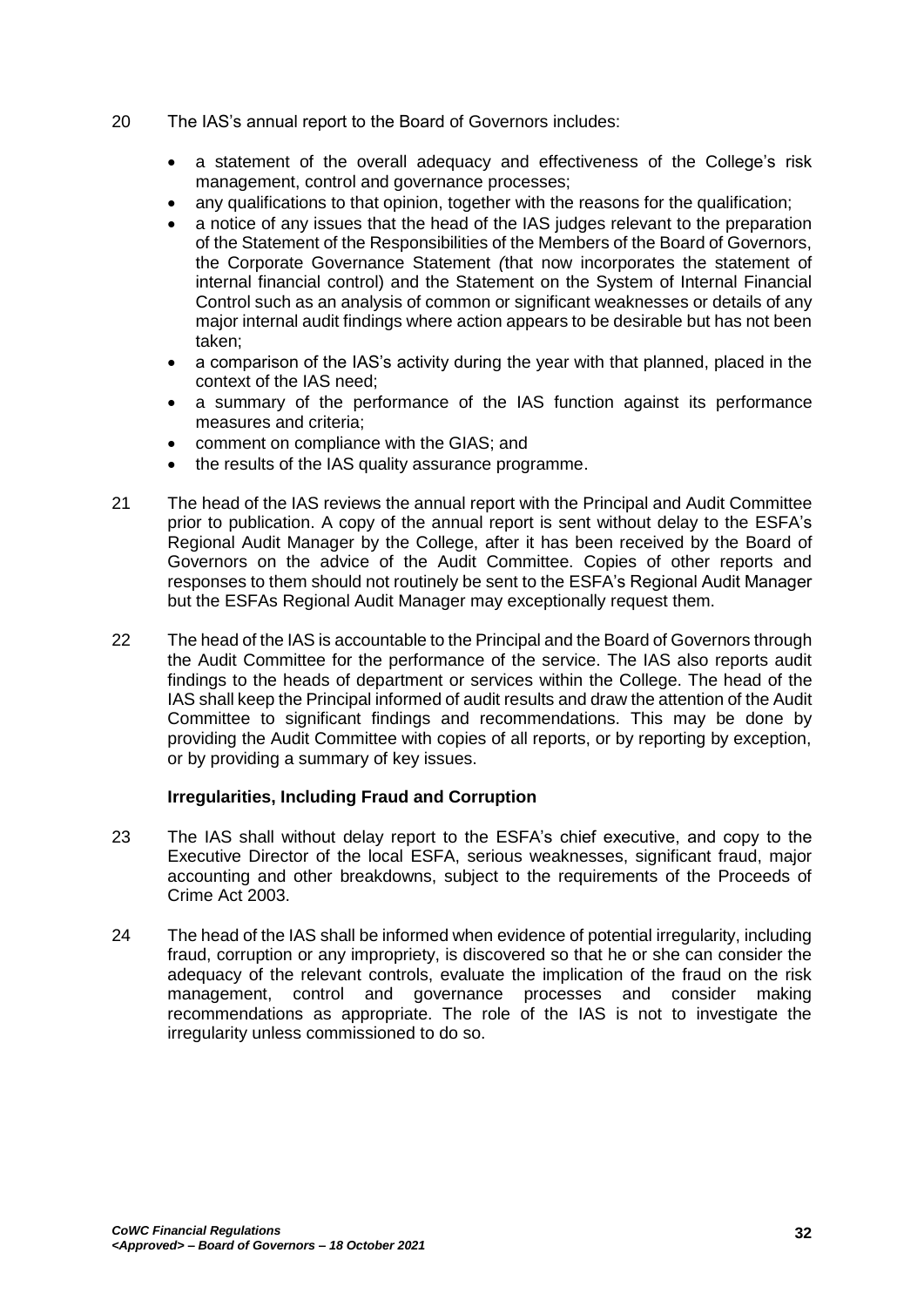20 The IAS's annual report to the Board of Governors includes:

- a statement of the overall adequacy and effectiveness of the College's risk management, control and governance processes;
- any qualifications to that opinion, together with the reasons for the qualification;
- a notice of any issues that the head of the IAS judges relevant to the preparation of the Statement of the Responsibilities of the Members of the Board of Governors, the Corporate Governance Statement *(*that now incorporates the statement of internal financial control) and the Statement on the System of Internal Financial Control such as an analysis of common or significant weaknesses or details of any major internal audit findings where action appears to be desirable but has not been taken;
- a comparison of the IAS's activity during the year with that planned, placed in the context of the IAS need;
- a summary of the performance of the IAS function against its performance measures and criteria;
- comment on compliance with the GIAS; and
- the results of the IAS quality assurance programme.

21 The head of the IAS reviews the annual report with the Principal and Audit Committee prior to publication. A copy of the annual report is sent without delay to the ESFA's Regional Audit Manager by the College, after it has been received by the Board of Governors on the advice of the Audit Committee. Copies of other reports and responses to them should not routinely be sent to the ESFA's Regional Audit Manager but the ESFAs Regional Audit Manager may exceptionally request them.

22 The head of the IAS is accountable to the Principal and the Board of Governors through the Audit Committee for the performance of the service. The IAS also reports audit findings to the heads of department or services within the College. The head of the IAS shall keep the Principal informed of audit results and draw the attention of the Audit Committee to significant findings and recommendations. This may be done by providing the Audit Committee with copies of all reports, or by reporting by exception, or by providing a summary of key issues.

**Irregularities, Including Fraud and Corruption**

23 The IAS shall without delay report to the ESFA's chief executive, and copy to the Executive Director of the local ESFA, serious weaknesses, significant fraud, major accounting and other breakdowns, subject to the requirements of the Proceeds of Crime Act 2003.

24 The head of the IAS shall be informed when evidence of potential irregularity, including fraud, corruption or any impropriety, is discovered so that he or she can consider the adequacy of the relevant controls, evaluate the implication of the fraud on the risk management, control and governance processes and consider making recommendations as appropriate. The role of the IAS is not to investigate the irregularity unless commissioned to do so.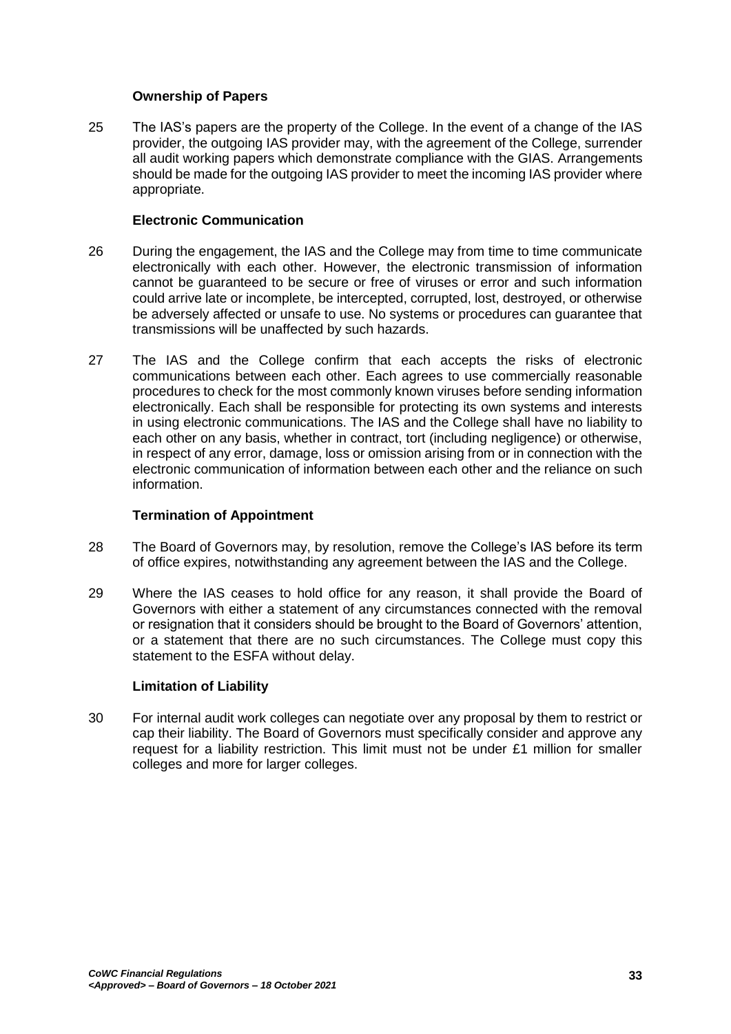### Ownership of Papers

25 The IAS's papers are the property of the College. In the event of a change of the IAS provider, the outgoing IAS provider may, with the agreement of the College, surrender all audit working papers which demonstrate compliance with the GIAS. Arrangements should be made for the outgoing IAS provider to meet the incoming IAS provider where appropriate.

### Electronic Communication

26 During the engagement, the IAS and the College may from time to time communicate electronically with each other. However, the electronic transmission of information cannot be guaranteed to be secure or free of viruses or error and such information could arrive late or incomplete, be intercepted, corrupted, lost, destroyed, or otherwise be adversely affected or unsafe to use. No systems or procedures can guarantee that transmissions will be unaffected by such hazards.

27 The IAS and the College confirm that each accepts the risks of electronic communications between each other. Each agrees to use commercially reasonable procedures to check for the most commonly known viruses before sending information electronically. Each shall be responsible for protecting its own systems and interests in using electronic communications. The IAS and the College shall have no liability to each other on any basis, whether in contract, tort (including negligence) or otherwise, in respect of any error, damage, loss or omission arising from or in connection with the electronic communication of information between each other and the reliance on such information.

### Termination of Appointment

28 The Board of Governors may, by resolution, remove the College's IAS before its term of office expires, notwithstanding any agreement between the IAS and the College.

29 Where the IAS ceases to hold office for any reason, it shall provide the Board of Governors with either a statement of any circumstances connected with the removal or resignation that it considers should be brought to the Board of Governors' attention, or a statement that there are no such circumstances. The College must copy this statement to the ESFA without delay.

### Limitation of Liability

30 For internal audit work colleges can negotiate over any proposal by them to restrict or cap their liability. The Board of Governors must specifically consider and approve any request for a liability restriction. This limit must not be under £1 million for smaller colleges and more for larger colleges.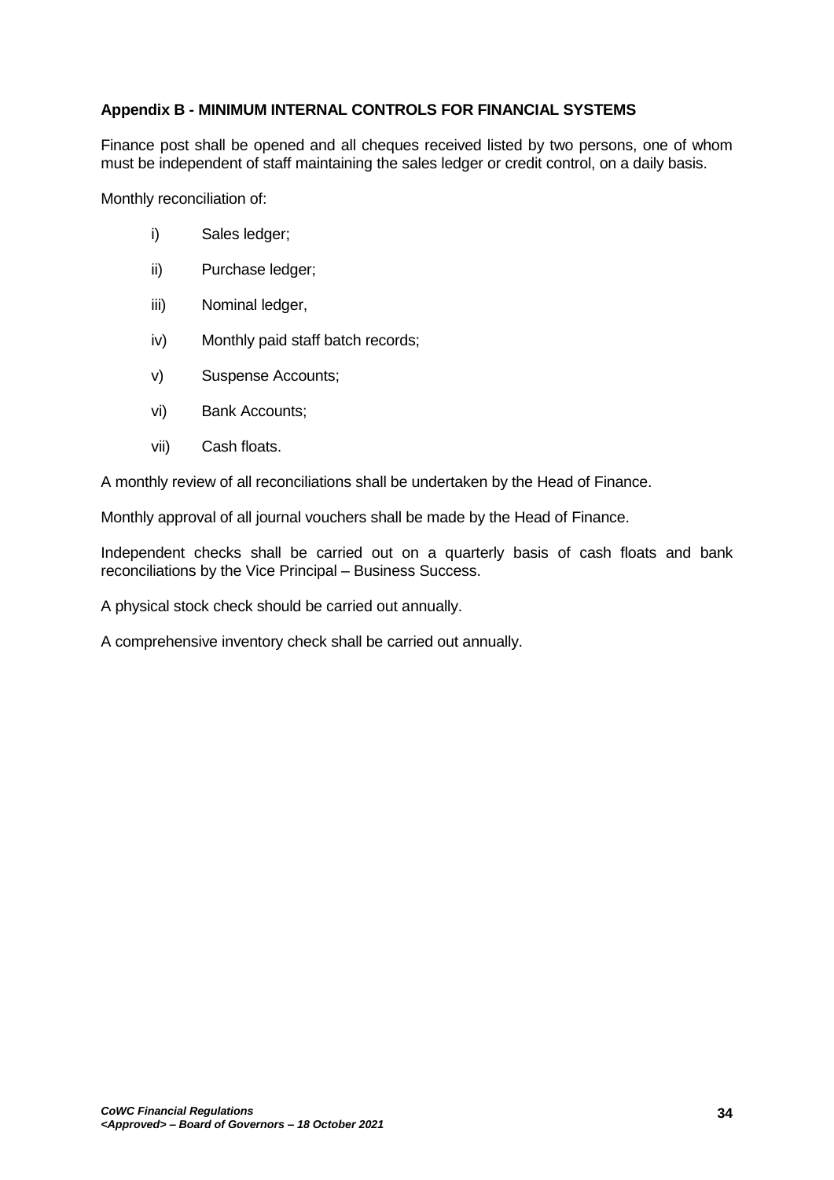## Appendix B - MINIMUM INTERNAL CONTROLS FOR FINANCIAL SYSTEMS

Finance post shall be opened and all cheques received listed by two persons, one of whom must be independent of staff maintaining the sales ledger or credit control, on a daily basis.

Monthly reconciliation of:

- i) Sales ledger;
- ii) Purchase ledger;
- iii) Nominal ledger,
- iv) Monthly paid staff batch records;
- v) Suspense Accounts;
- vi) Bank Accounts;
- vii) Cash floats.

A monthly review of all reconciliations shall be undertaken by the Head of Finance.

Monthly approval of all journal vouchers shall be made by the Head of Finance.

Independent checks shall be carried out on a quarterly basis of cash floats and bank reconciliations by the Vice Principal – Business Success.

A physical stock check should be carried out annually.

A comprehensive inventory check shall be carried out annually.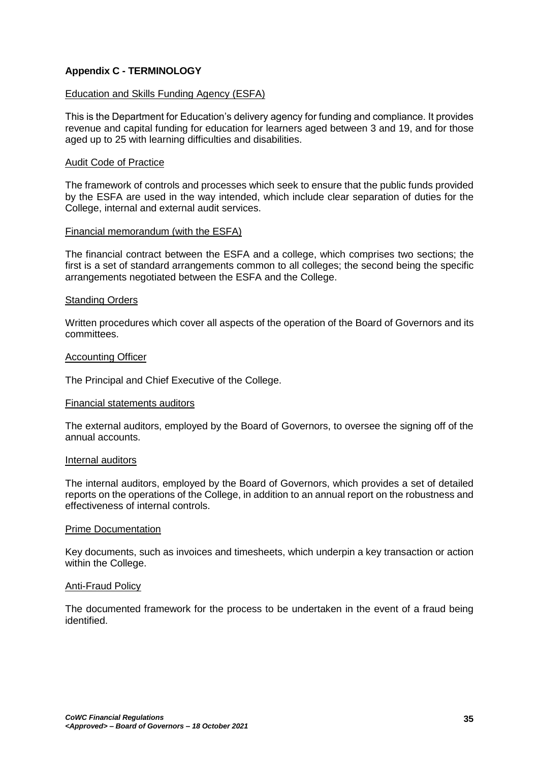## Appendix C - TERMINOLOGY

Education and Skills Funding Agency (ESFA)

This is the Department for Education's delivery agency for funding and compliance. It provides revenue and capital funding for education for learners aged between 3 and 19, and for those aged up to 25 with learning difficulties and disabilities.

Audit Code of Practice

The framework of controls and processes which seek to ensure that the public funds provided by the ESFA are used in the way intended, which include clear separation of duties for the College, internal and external audit services.

Financial memorandum (with the ESFA)

The financial contract between the ESFA and a college, which comprises two sections; the first is a set of standard arrangements common to all colleges; the second being the specific arrangements negotiated between the ESFA and the College.

Standing Orders

Written procedures which cover all aspects of the operation of the Board of Governors and its committees.

Accounting Officer

The Principal and Chief Executive of the College.

Financial statements auditors

The external auditors, employed by the Board of Governors, to oversee the signing off of the annual accounts.

Internal auditors

The internal auditors, employed by the Board of Governors, which provides a set of detailed reports on the operations of the College, in addition to an annual report on the robustness and effectiveness of internal controls.

Prime Documentation

Key documents, such as invoices and timesheets, which underpin a key transaction or action within the College.

Anti-Fraud Policy

The documented framework for the process to be undertaken in the event of a fraud being identified.